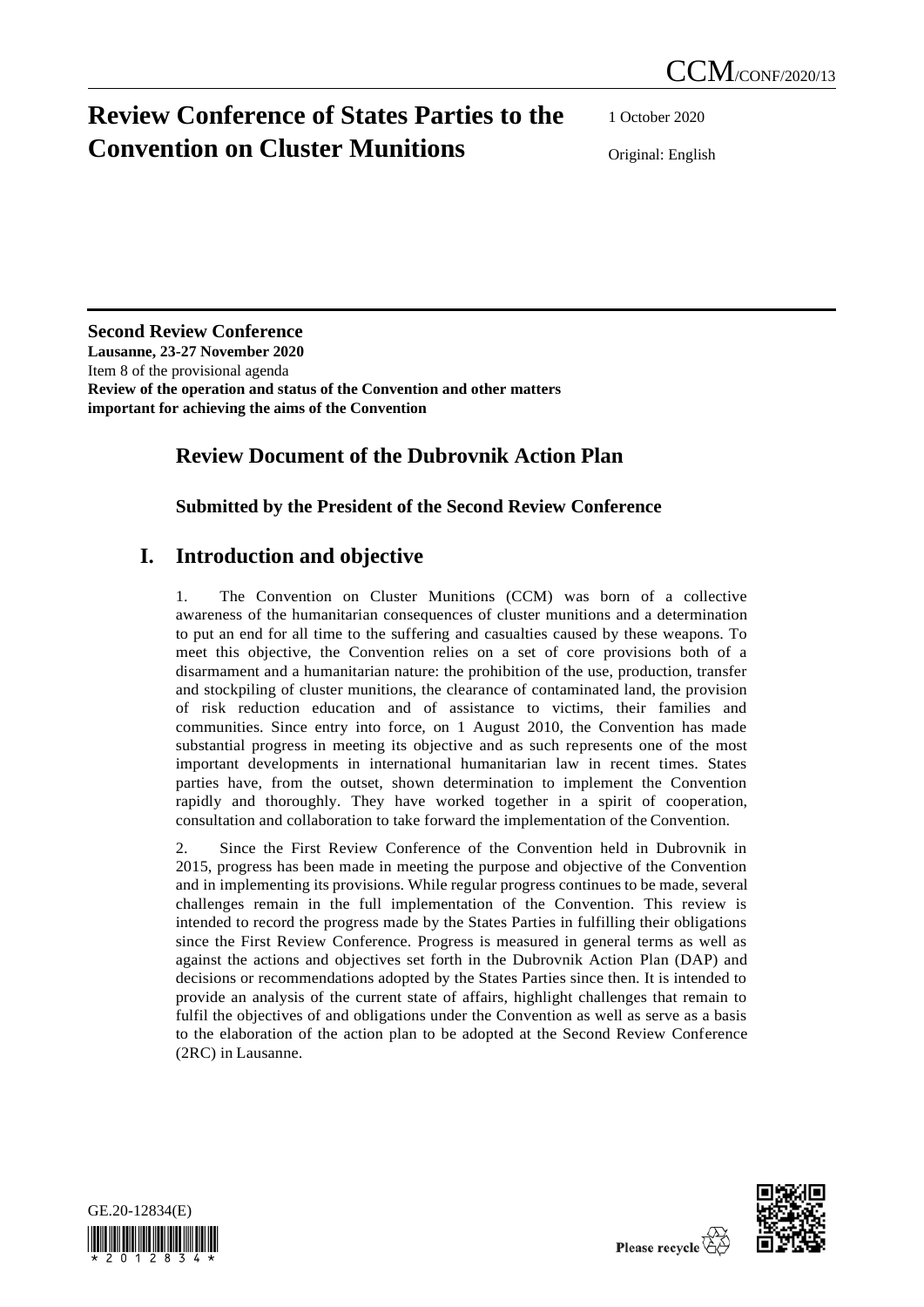# Review Conference of States Parties to the Convention on Cluster Munitions

CCM/CONF/2020/13

1 October 2020

Original: English

**Second Review Conference**
**Lausanne, 23-27 November 2020**
Item 8 of the provisional agenda
**Review of the operation and status of the Convention and other matters important for achieving the aims of the Convention**

## Review Document of the Dubrovnik Action Plan

### Submitted by the President of the Second Review Conference

## I. Introduction and objective

1. The Convention on Cluster Munitions (CCM) was born of a collective awareness of the humanitarian consequences of cluster munitions and a determination to put an end for all time to the suffering and casualties caused by these weapons. To meet this objective, the Convention relies on a set of core provisions both of a disarmament and a humanitarian nature: the prohibition of the use, production, transfer and stockpiling of cluster munitions, the clearance of contaminated land, the provision of risk reduction education and of assistance to victims, their families and communities. Since entry into force, on 1 August 2010, the Convention has made substantial progress in meeting its objective and as such represents one of the most important developments in international humanitarian law in recent times. States parties have, from the outset, shown determination to implement the Convention rapidly and thoroughly. They have worked together in a spirit of cooperation, consultation and collaboration to take forward the implementation of the Convention.

2. Since the First Review Conference of the Convention held in Dubrovnik in 2015, progress has been made in meeting the purpose and objective of the Convention and in implementing its provisions. While regular progress continues to be made, several challenges remain in the full implementation of the Convention. This review is intended to record the progress made by the States Parties in fulfilling their obligations since the First Review Conference. Progress is measured in general terms as well as against the actions and objectives set forth in the Dubrovnik Action Plan (DAP) and decisions or recommendations adopted by the States Parties since then. It is intended to provide an analysis of the current state of affairs, highlight challenges that remain to fulfil the objectives of and obligations under the Convention as well as serve as a basis to the elaboration of the action plan to be adopted at the Second Review Conference (2RC) in Lausanne.

GE.20-12834(E)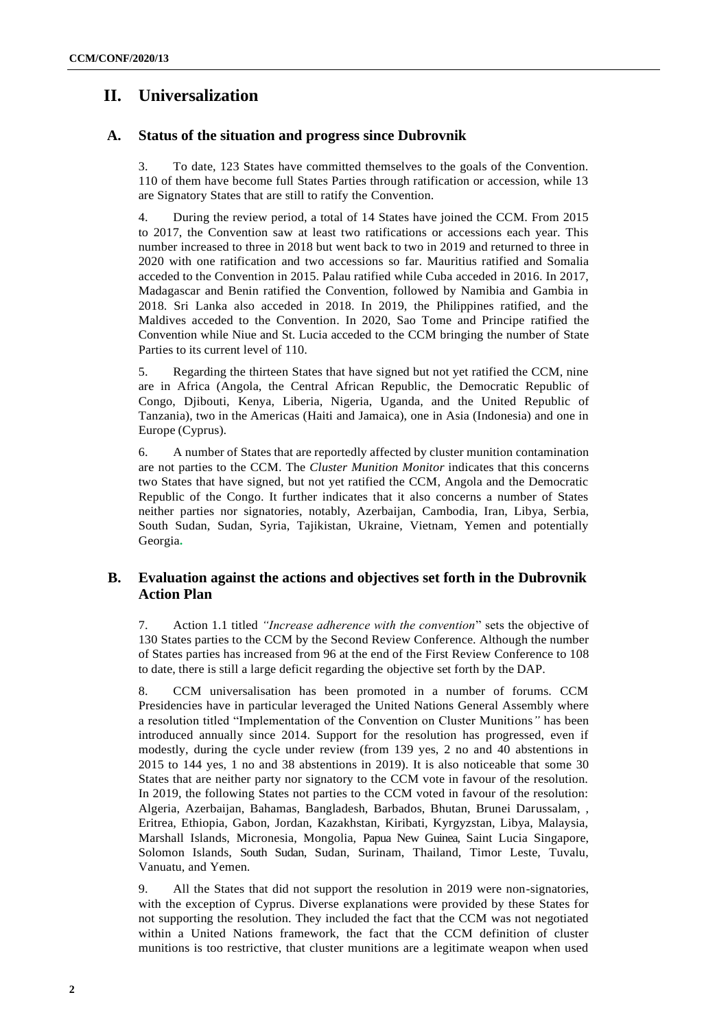# II. Universalization

## A. Status of the situation and progress since Dubrovnik

3. To date, 123 States have committed themselves to the goals of the Convention. 110 of them have become full States Parties through ratification or accession, while 13 are Signatory States that are still to ratify the Convention.

4. During the review period, a total of 14 States have joined the CCM. From 2015 to 2017, the Convention saw at least two ratifications or accessions each year. This number increased to three in 2018 but went back to two in 2019 and returned to three in 2020 with one ratification and two accessions so far. Mauritius ratified and Somalia acceded to the Convention in 2015. Palau ratified while Cuba acceded in 2016. In 2017, Madagascar and Benin ratified the Convention, followed by Namibia and Gambia in 2018. Sri Lanka also acceded in 2018. In 2019, the Philippines ratified, and the Maldives acceded to the Convention. In 2020, Sao Tome and Principe ratified the Convention while Niue and St. Lucia acceded to the CCM bringing the number of State Parties to its current level of 110.

5. Regarding the thirteen States that have signed but not yet ratified the CCM, nine are in Africa (Angola, the Central African Republic, the Democratic Republic of Congo, Djibouti, Kenya, Liberia, Nigeria, Uganda, and the United Republic of Tanzania), two in the Americas (Haiti and Jamaica), one in Asia (Indonesia) and one in Europe (Cyprus).

6. A number of States that are reportedly affected by cluster munition contamination are not parties to the CCM. The *Cluster Munition Monitor* indicates that this concerns two States that have signed, but not yet ratified the CCM, Angola and the Democratic Republic of the Congo. It further indicates that it also concerns a number of States neither parties nor signatories, notably, Azerbaijan, Cambodia, Iran, Libya, Serbia, South Sudan, Sudan, Syria, Tajikistan, Ukraine, Vietnam, Yemen and potentially Georgia.

## B. Evaluation against the actions and objectives set forth in the Dubrovnik Action Plan

7. Action 1.1 titled *"Increase adherence with the convention*" sets the objective of 130 States parties to the CCM by the Second Review Conference. Although the number of States parties has increased from 96 at the end of the First Review Conference to 108 to date, there is still a large deficit regarding the objective set forth by the DAP.

8. CCM universalisation has been promoted in a number of forums. CCM Presidencies have in particular leveraged the United Nations General Assembly where a resolution titled "Implementation of the Convention on Cluster Munitions*"* has been introduced annually since 2014. Support for the resolution has progressed, even if modestly, during the cycle under review (from 139 yes, 2 no and 40 abstentions in 2015 to 144 yes, 1 no and 38 abstentions in 2019). It is also noticeable that some 30 States that are neither party nor signatory to the CCM vote in favour of the resolution. In 2019, the following States not parties to the CCM voted in favour of the resolution: Algeria, Azerbaijan, Bahamas, Bangladesh, Barbados, Bhutan, Brunei Darussalam, , Eritrea, Ethiopia, Gabon, Jordan, Kazakhstan, Kiribati, Kyrgyzstan, Libya, Malaysia, Marshall Islands, Micronesia, Mongolia, Papua New Guinea, Saint Lucia Singapore, Solomon Islands, South Sudan, Sudan, Surinam, Thailand, Timor Leste, Tuvalu, Vanuatu, and Yemen.

9. All the States that did not support the resolution in 2019 were non-signatories, with the exception of Cyprus. Diverse explanations were provided by these States for not supporting the resolution. They included the fact that the CCM was not negotiated within a United Nations framework, the fact that the CCM definition of cluster munitions is too restrictive, that cluster munitions are a legitimate weapon when used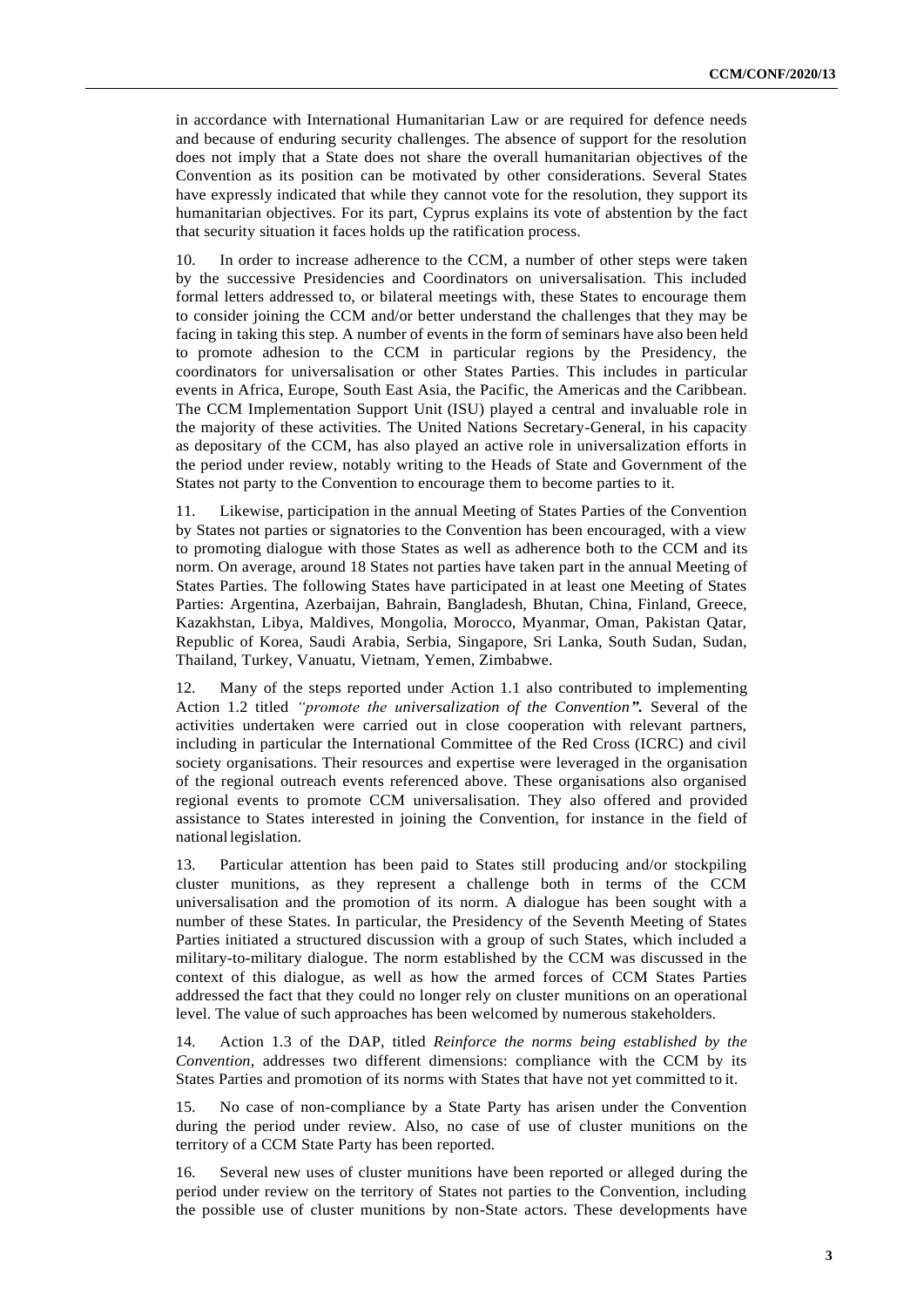in accordance with International Humanitarian Law or are required for defence needs and because of enduring security challenges. The absence of support for the resolution does not imply that a State does not share the overall humanitarian objectives of the Convention as its position can be motivated by other considerations. Several States have expressly indicated that while they cannot vote for the resolution, they support its humanitarian objectives. For its part, Cyprus explains its vote of abstention by the fact that security situation it faces holds up the ratification process.

10. In order to increase adherence to the CCM, a number of other steps were taken by the successive Presidencies and Coordinators on universalisation. This included formal letters addressed to, or bilateral meetings with, these States to encourage them to consider joining the CCM and/or better understand the challenges that they may be facing in taking this step. A number of events in the form of seminars have also been held to promote adhesion to the CCM in particular regions by the Presidency, the coordinators for universalisation or other States Parties. This includes in particular events in Africa, Europe, South East Asia, the Pacific, the Americas and the Caribbean. The CCM Implementation Support Unit (ISU) played a central and invaluable role in the majority of these activities. The United Nations Secretary-General, in his capacity as depositary of the CCM, has also played an active role in universalization efforts in the period under review, notably writing to the Heads of State and Government of the States not party to the Convention to encourage them to become parties to it.

11. Likewise, participation in the annual Meeting of States Parties of the Convention by States not parties or signatories to the Convention has been encouraged, with a view to promoting dialogue with those States as well as adherence both to the CCM and its norm. On average, around 18 States not parties have taken part in the annual Meeting of States Parties. The following States have participated in at least one Meeting of States Parties: Argentina, Azerbaijan, Bahrain, Bangladesh, Bhutan, China, Finland, Greece, Kazakhstan, Libya, Maldives, Mongolia, Morocco, Myanmar, Oman, Pakistan Qatar, Republic of Korea, Saudi Arabia, Serbia, Singapore, Sri Lanka, South Sudan, Sudan, Thailand, Turkey, Vanuatu, Vietnam, Yemen, Zimbabwe.

12. Many of the steps reported under Action 1.1 also contributed to implementing Action 1.2 titled *"promote the universalization of the Convention".* Several of the activities undertaken were carried out in close cooperation with relevant partners, including in particular the International Committee of the Red Cross (ICRC) and civil society organisations. Their resources and expertise were leveraged in the organisation of the regional outreach events referenced above. These organisations also organised regional events to promote CCM universalisation. They also offered and provided assistance to States interested in joining the Convention, for instance in the field of national legislation.

13. Particular attention has been paid to States still producing and/or stockpiling cluster munitions, as they represent a challenge both in terms of the CCM universalisation and the promotion of its norm. A dialogue has been sought with a number of these States. In particular, the Presidency of the Seventh Meeting of States Parties initiated a structured discussion with a group of such States, which included a military-to-military dialogue. The norm established by the CCM was discussed in the context of this dialogue, as well as how the armed forces of CCM States Parties addressed the fact that they could no longer rely on cluster munitions on an operational level. The value of such approaches has been welcomed by numerous stakeholders.

14. Action 1.3 of the DAP, titled *Reinforce the norms being established by the Convention*, addresses two different dimensions: compliance with the CCM by its States Parties and promotion of its norms with States that have not yet committed to it.

15. No case of non-compliance by a State Party has arisen under the Convention during the period under review. Also, no case of use of cluster munitions on the territory of a CCM State Party has been reported.

16. Several new uses of cluster munitions have been reported or alleged during the period under review on the territory of States not parties to the Convention, including the possible use of cluster munitions by non-State actors. These developments have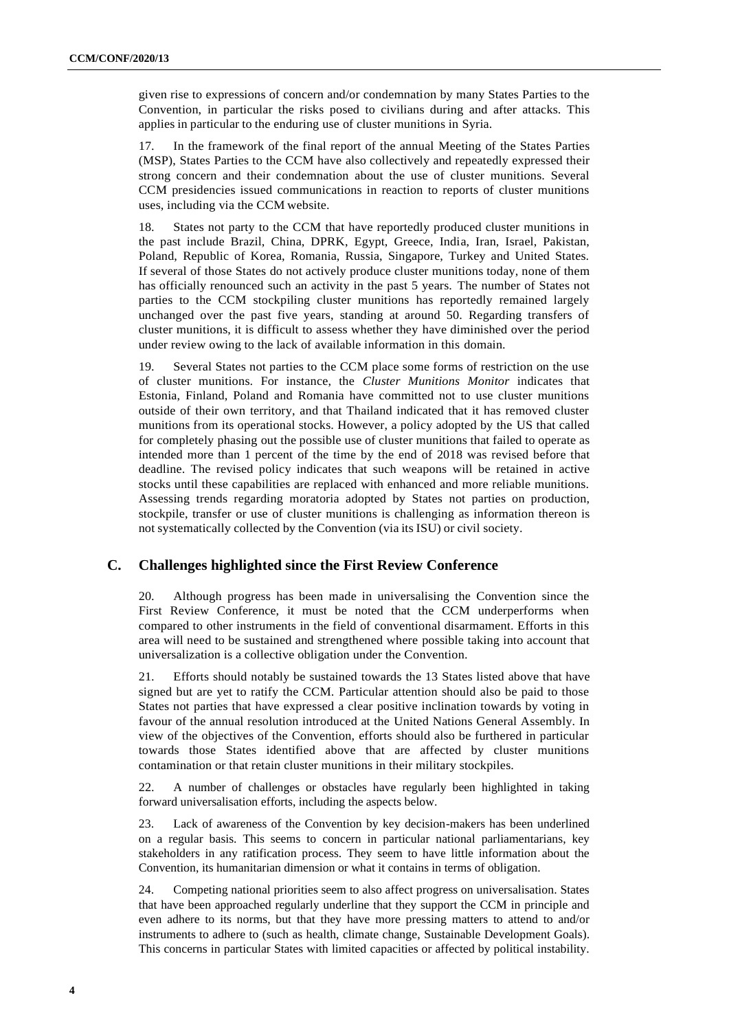given rise to expressions of concern and/or condemnation by many States Parties to the Convention, in particular the risks posed to civilians during and after attacks. This applies in particular to the enduring use of cluster munitions in Syria.

17. In the framework of the final report of the annual Meeting of the States Parties (MSP), States Parties to the CCM have also collectively and repeatedly expressed their strong concern and their condemnation about the use of cluster munitions. Several CCM presidencies issued communications in reaction to reports of cluster munitions uses, including via the CCM website.

18. States not party to the CCM that have reportedly produced cluster munitions in the past include Brazil, China, DPRK, Egypt, Greece, India, Iran, Israel, Pakistan, Poland, Republic of Korea, Romania, Russia, Singapore, Turkey and United States. If several of those States do not actively produce cluster munitions today, none of them has officially renounced such an activity in the past 5 years. The number of States not parties to the CCM stockpiling cluster munitions has reportedly remained largely unchanged over the past five years, standing at around 50. Regarding transfers of cluster munitions, it is difficult to assess whether they have diminished over the period under review owing to the lack of available information in this domain.

19. Several States not parties to the CCM place some forms of restriction on the use of cluster munitions. For instance, the *Cluster Munitions Monitor* indicates that Estonia, Finland, Poland and Romania have committed not to use cluster munitions outside of their own territory, and that Thailand indicated that it has removed cluster munitions from its operational stocks. However, a policy adopted by the US that called for completely phasing out the possible use of cluster munitions that failed to operate as intended more than 1 percent of the time by the end of 2018 was revised before that deadline. The revised policy indicates that such weapons will be retained in active stocks until these capabilities are replaced with enhanced and more reliable munitions. Assessing trends regarding moratoria adopted by States not parties on production, stockpile, transfer or use of cluster munitions is challenging as information thereon is not systematically collected by the Convention (via its ISU) or civil society.

## C. Challenges highlighted since the First Review Conference

20. Although progress has been made in universalising the Convention since the First Review Conference, it must be noted that the CCM underperforms when compared to other instruments in the field of conventional disarmament. Efforts in this area will need to be sustained and strengthened where possible taking into account that universalization is a collective obligation under the Convention.

21. Efforts should notably be sustained towards the 13 States listed above that have signed but are yet to ratify the CCM. Particular attention should also be paid to those States not parties that have expressed a clear positive inclination towards by voting in favour of the annual resolution introduced at the United Nations General Assembly. In view of the objectives of the Convention, efforts should also be furthered in particular towards those States identified above that are affected by cluster munitions contamination or that retain cluster munitions in their military stockpiles.

22. A number of challenges or obstacles have regularly been highlighted in taking forward universalisation efforts, including the aspects below.

23. Lack of awareness of the Convention by key decision-makers has been underlined on a regular basis. This seems to concern in particular national parliamentarians, key stakeholders in any ratification process. They seem to have little information about the Convention, its humanitarian dimension or what it contains in terms of obligation.

24. Competing national priorities seem to also affect progress on universalisation. States that have been approached regularly underline that they support the CCM in principle and even adhere to its norms, but that they have more pressing matters to attend to and/or instruments to adhere to (such as health, climate change, Sustainable Development Goals). This concerns in particular States with limited capacities or affected by political instability.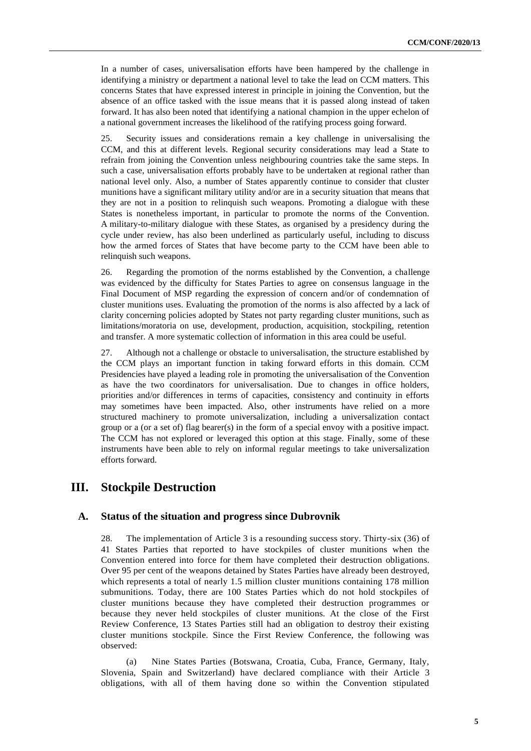In a number of cases, universalisation efforts have been hampered by the challenge in identifying a ministry or department a national level to take the lead on CCM matters. This concerns States that have expressed interest in principle in joining the Convention, but the absence of an office tasked with the issue means that it is passed along instead of taken forward. It has also been noted that identifying a national champion in the upper echelon of a national government increases the likelihood of the ratifying process going forward.

25. Security issues and considerations remain a key challenge in universalising the CCM, and this at different levels. Regional security considerations may lead a State to refrain from joining the Convention unless neighbouring countries take the same steps. In such a case, universalisation efforts probably have to be undertaken at regional rather than national level only. Also, a number of States apparently continue to consider that cluster munitions have a significant military utility and/or are in a security situation that means that they are not in a position to relinquish such weapons. Promoting a dialogue with these States is nonetheless important, in particular to promote the norms of the Convention. A military-to-military dialogue with these States, as organised by a presidency during the cycle under review, has also been underlined as particularly useful, including to discuss how the armed forces of States that have become party to the CCM have been able to relinquish such weapons.

26. Regarding the promotion of the norms established by the Convention, a challenge was evidenced by the difficulty for States Parties to agree on consensus language in the Final Document of MSP regarding the expression of concern and/or of condemnation of cluster munitions uses. Evaluating the promotion of the norms is also affected by a lack of clarity concerning policies adopted by States not party regarding cluster munitions, such as limitations/moratoria on use, development, production, acquisition, stockpiling, retention and transfer. A more systematic collection of information in this area could be useful.

27. Although not a challenge or obstacle to universalisation, the structure established by the CCM plays an important function in taking forward efforts in this domain. CCM Presidencies have played a leading role in promoting the universalisation of the Convention as have the two coordinators for universalisation. Due to changes in office holders, priorities and/or differences in terms of capacities, consistency and continuity in efforts may sometimes have been impacted. Also, other instruments have relied on a more structured machinery to promote universalization, including a universalization contact group or a (or a set of) flag bearer(s) in the form of a special envoy with a positive impact. The CCM has not explored or leveraged this option at this stage. Finally, some of these instruments have been able to rely on informal regular meetings to take universalization efforts forward.

# III. Stockpile Destruction

## A. Status of the situation and progress since Dubrovnik

28. The implementation of Article 3 is a resounding success story. Thirty-six (36) of 41 States Parties that reported to have stockpiles of cluster munitions when the Convention entered into force for them have completed their destruction obligations. Over 95 per cent of the weapons detained by States Parties have already been destroyed, which represents a total of nearly 1.5 million cluster munitions containing 178 million submunitions. Today, there are 100 States Parties which do not hold stockpiles of cluster munitions because they have completed their destruction programmes or because they never held stockpiles of cluster munitions. At the close of the First Review Conference, 13 States Parties still had an obligation to destroy their existing cluster munitions stockpile. Since the First Review Conference, the following was observed:

(a) Nine States Parties (Botswana, Croatia, Cuba, France, Germany, Italy, Slovenia, Spain and Switzerland) have declared compliance with their Article 3 obligations, with all of them having done so within the Convention stipulated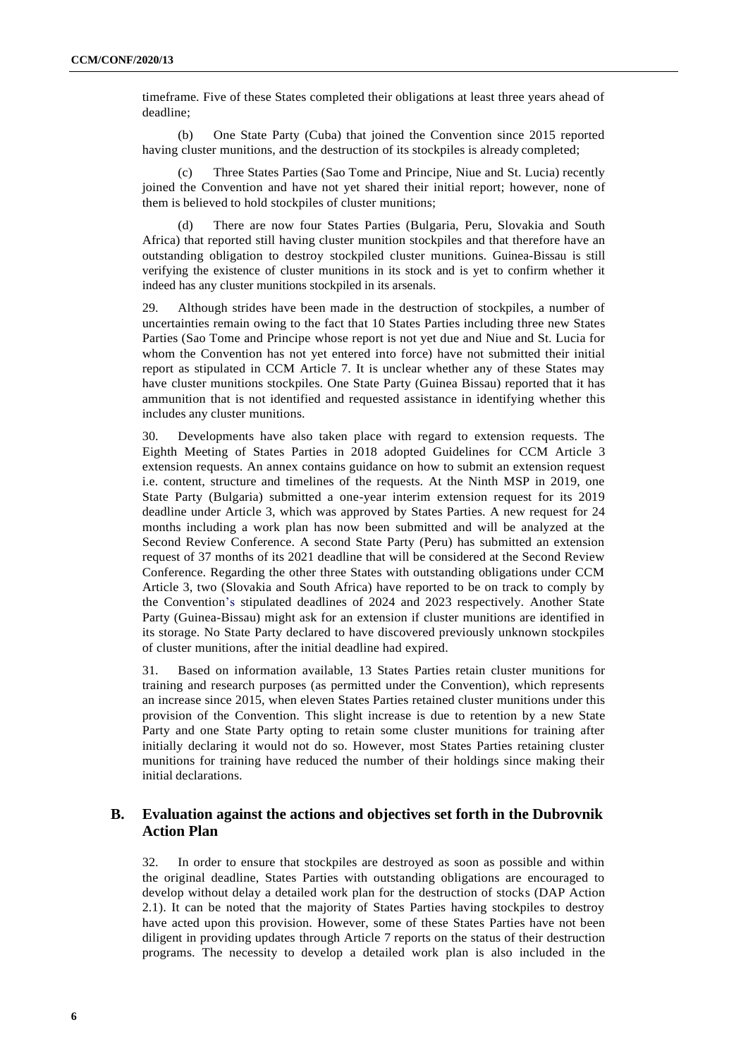timeframe. Five of these States completed their obligations at least three years ahead of deadline;

(b) One State Party (Cuba) that joined the Convention since 2015 reported having cluster munitions, and the destruction of its stockpiles is already completed;

(c) Three States Parties (Sao Tome and Principe, Niue and St. Lucia) recently joined the Convention and have not yet shared their initial report; however, none of them is believed to hold stockpiles of cluster munitions;

(d) There are now four States Parties (Bulgaria, Peru, Slovakia and South Africa) that reported still having cluster munition stockpiles and that therefore have an outstanding obligation to destroy stockpiled cluster munitions. Guinea-Bissau is still verifying the existence of cluster munitions in its stock and is yet to confirm whether it indeed has any cluster munitions stockpiled in its arsenals.

29. Although strides have been made in the destruction of stockpiles, a number of uncertainties remain owing to the fact that 10 States Parties including three new States Parties (Sao Tome and Principe whose report is not yet due and Niue and St. Lucia for whom the Convention has not yet entered into force) have not submitted their initial report as stipulated in CCM Article 7. It is unclear whether any of these States may have cluster munitions stockpiles. One State Party (Guinea Bissau) reported that it has ammunition that is not identified and requested assistance in identifying whether this includes any cluster munitions.

30. Developments have also taken place with regard to extension requests. The Eighth Meeting of States Parties in 2018 adopted Guidelines for CCM Article 3 extension requests. An annex contains guidance on how to submit an extension request i.e. content, structure and timelines of the requests. At the Ninth MSP in 2019, one State Party (Bulgaria) submitted a one-year interim extension request for its 2019 deadline under Article 3, which was approved by States Parties. A new request for 24 months including a work plan has now been submitted and will be analyzed at the Second Review Conference. A second State Party (Peru) has submitted an extension request of 37 months of its 2021 deadline that will be considered at the Second Review Conference. Regarding the other three States with outstanding obligations under CCM Article 3, two (Slovakia and South Africa) have reported to be on track to comply by the Convention's stipulated deadlines of 2024 and 2023 respectively. Another State Party (Guinea-Bissau) might ask for an extension if cluster munitions are identified in its storage. No State Party declared to have discovered previously unknown stockpiles of cluster munitions, after the initial deadline had expired.

31. Based on information available, 13 States Parties retain cluster munitions for training and research purposes (as permitted under the Convention), which represents an increase since 2015, when eleven States Parties retained cluster munitions under this provision of the Convention. This slight increase is due to retention by a new State Party and one State Party opting to retain some cluster munitions for training after initially declaring it would not do so. However, most States Parties retaining cluster munitions for training have reduced the number of their holdings since making their initial declarations.

## B. Evaluation against the actions and objectives set forth in the Dubrovnik Action Plan

32. In order to ensure that stockpiles are destroyed as soon as possible and within the original deadline, States Parties with outstanding obligations are encouraged to develop without delay a detailed work plan for the destruction of stocks (DAP Action 2.1). It can be noted that the majority of States Parties having stockpiles to destroy have acted upon this provision. However, some of these States Parties have not been diligent in providing updates through Article 7 reports on the status of their destruction programs. The necessity to develop a detailed work plan is also included in the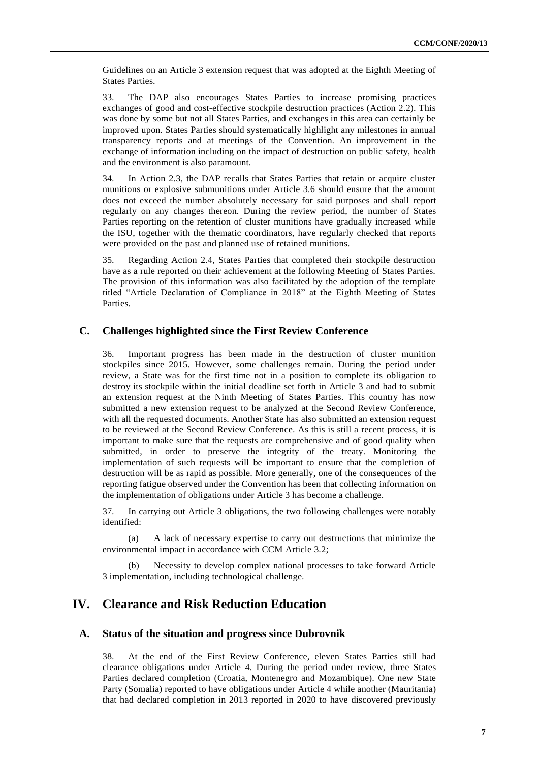Guidelines on an Article 3 extension request that was adopted at the Eighth Meeting of States Parties.

33. The DAP also encourages States Parties to increase promising practices exchanges of good and cost-effective stockpile destruction practices (Action 2.2). This was done by some but not all States Parties, and exchanges in this area can certainly be improved upon. States Parties should systematically highlight any milestones in annual transparency reports and at meetings of the Convention. An improvement in the exchange of information including on the impact of destruction on public safety, health and the environment is also paramount.

34. In Action 2.3, the DAP recalls that States Parties that retain or acquire cluster munitions or explosive submunitions under Article 3.6 should ensure that the amount does not exceed the number absolutely necessary for said purposes and shall report regularly on any changes thereon. During the review period, the number of States Parties reporting on the retention of cluster munitions have gradually increased while the ISU, together with the thematic coordinators, have regularly checked that reports were provided on the past and planned use of retained munitions.

35. Regarding Action 2.4, States Parties that completed their stockpile destruction have as a rule reported on their achievement at the following Meeting of States Parties. The provision of this information was also facilitated by the adoption of the template titled "Article Declaration of Compliance in 2018" at the Eighth Meeting of States Parties.

### C. Challenges highlighted since the First Review Conference

36. Important progress has been made in the destruction of cluster munition stockpiles since 2015. However, some challenges remain. During the period under review, a State was for the first time not in a position to complete its obligation to destroy its stockpile within the initial deadline set forth in Article 3 and had to submit an extension request at the Ninth Meeting of States Parties. This country has now submitted a new extension request to be analyzed at the Second Review Conference, with all the requested documents. Another State has also submitted an extension request to be reviewed at the Second Review Conference. As this is still a recent process, it is important to make sure that the requests are comprehensive and of good quality when submitted, in order to preserve the integrity of the treaty. Monitoring the implementation of such requests will be important to ensure that the completion of destruction will be as rapid as possible. More generally, one of the consequences of the reporting fatigue observed under the Convention has been that collecting information on the implementation of obligations under Article 3 has become a challenge.

37. In carrying out Article 3 obligations, the two following challenges were notably identified:

(a) A lack of necessary expertise to carry out destructions that minimize the environmental impact in accordance with CCM Article 3.2;

(b) Necessity to develop complex national processes to take forward Article 3 implementation, including technological challenge.

## IV. Clearance and Risk Reduction Education

### A. Status of the situation and progress since Dubrovnik

38. At the end of the First Review Conference, eleven States Parties still had clearance obligations under Article 4. During the period under review, three States Parties declared completion (Croatia, Montenegro and Mozambique). One new State Party (Somalia) reported to have obligations under Article 4 while another (Mauritania) that had declared completion in 2013 reported in 2020 to have discovered previously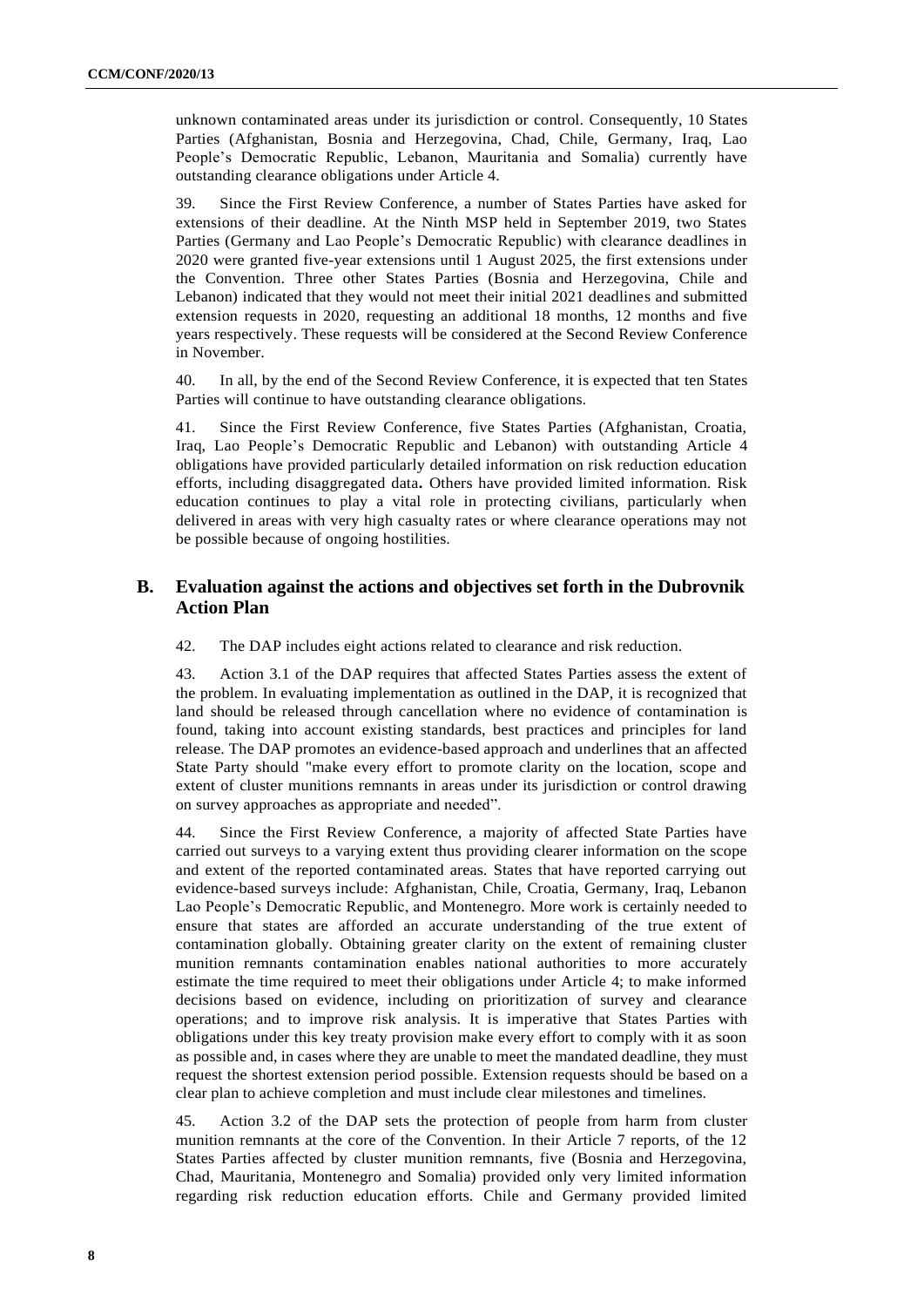unknown contaminated areas under its jurisdiction or control. Consequently, 10 States Parties (Afghanistan, Bosnia and Herzegovina, Chad, Chile, Germany, Iraq, Lao People's Democratic Republic, Lebanon, Mauritania and Somalia) currently have outstanding clearance obligations under Article 4.

39. Since the First Review Conference, a number of States Parties have asked for extensions of their deadline. At the Ninth MSP held in September 2019, two States Parties (Germany and Lao People's Democratic Republic) with clearance deadlines in 2020 were granted five-year extensions until 1 August 2025, the first extensions under the Convention. Three other States Parties (Bosnia and Herzegovina, Chile and Lebanon) indicated that they would not meet their initial 2021 deadlines and submitted extension requests in 2020, requesting an additional 18 months, 12 months and five years respectively. These requests will be considered at the Second Review Conference in November.

40. In all, by the end of the Second Review Conference, it is expected that ten States Parties will continue to have outstanding clearance obligations.

41. Since the First Review Conference, five States Parties (Afghanistan, Croatia, Iraq, Lao People's Democratic Republic and Lebanon) with outstanding Article 4 obligations have provided particularly detailed information on risk reduction education efforts, including disaggregated data**.** Others have provided limited information. Risk education continues to play a vital role in protecting civilians, particularly when delivered in areas with very high casualty rates or where clearance operations may not be possible because of ongoing hostilities.

## B. Evaluation against the actions and objectives set forth in the Dubrovnik Action Plan

42. The DAP includes eight actions related to clearance and risk reduction.

43. Action 3.1 of the DAP requires that affected States Parties assess the extent of the problem. In evaluating implementation as outlined in the DAP, it is recognized that land should be released through cancellation where no evidence of contamination is found, taking into account existing standards, best practices and principles for land release. The DAP promotes an evidence-based approach and underlines that an affected State Party should "make every effort to promote clarity on the location, scope and extent of cluster munitions remnants in areas under its jurisdiction or control drawing on survey approaches as appropriate and needed".

44. Since the First Review Conference, a majority of affected State Parties have carried out surveys to a varying extent thus providing clearer information on the scope and extent of the reported contaminated areas. States that have reported carrying out evidence-based surveys include: Afghanistan, Chile, Croatia, Germany, Iraq, Lebanon Lao People's Democratic Republic, and Montenegro. More work is certainly needed to ensure that states are afforded an accurate understanding of the true extent of contamination globally. Obtaining greater clarity on the extent of remaining cluster munition remnants contamination enables national authorities to more accurately estimate the time required to meet their obligations under Article 4; to make informed decisions based on evidence, including on prioritization of survey and clearance operations; and to improve risk analysis. It is imperative that States Parties with obligations under this key treaty provision make every effort to comply with it as soon as possible and, in cases where they are unable to meet the mandated deadline, they must request the shortest extension period possible. Extension requests should be based on a clear plan to achieve completion and must include clear milestones and timelines.

45. Action 3.2 of the DAP sets the protection of people from harm from cluster munition remnants at the core of the Convention. In their Article 7 reports, of the 12 States Parties affected by cluster munition remnants, five (Bosnia and Herzegovina, Chad, Mauritania, Montenegro and Somalia) provided only very limited information regarding risk reduction education efforts. Chile and Germany provided limited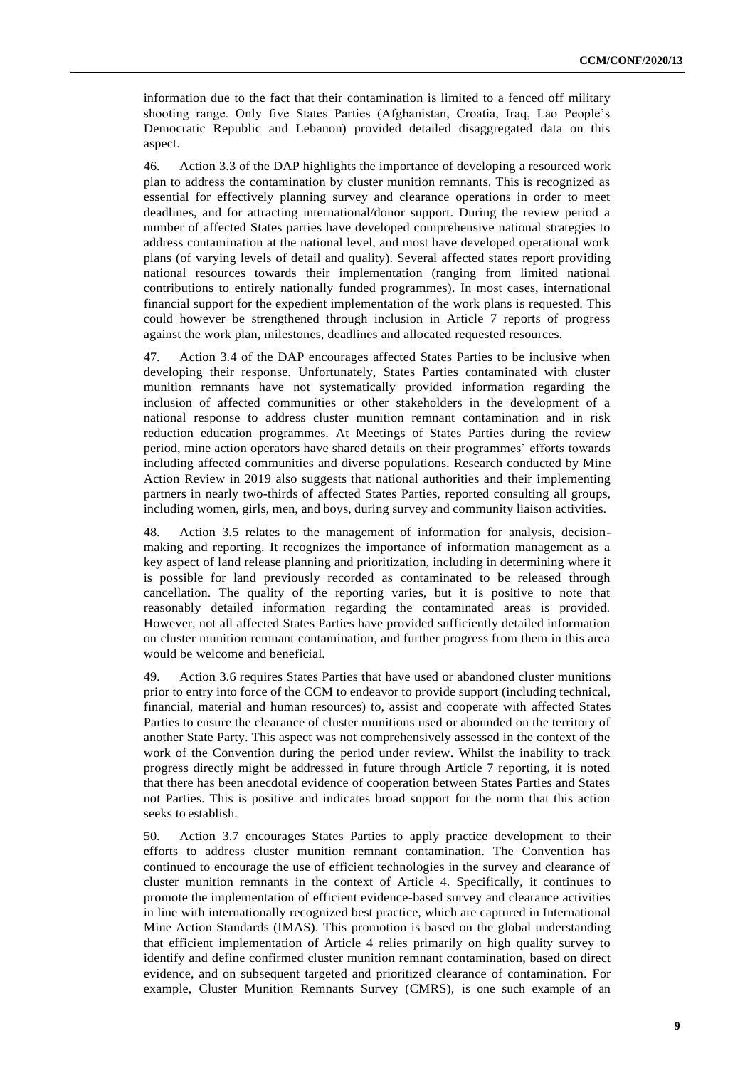information due to the fact that their contamination is limited to a fenced off military shooting range. Only five States Parties (Afghanistan, Croatia, Iraq, Lao People's Democratic Republic and Lebanon) provided detailed disaggregated data on this aspect.

46. Action 3.3 of the DAP highlights the importance of developing a resourced work plan to address the contamination by cluster munition remnants. This is recognized as essential for effectively planning survey and clearance operations in order to meet deadlines, and for attracting international/donor support. During the review period a number of affected States parties have developed comprehensive national strategies to address contamination at the national level, and most have developed operational work plans (of varying levels of detail and quality). Several affected states report providing national resources towards their implementation (ranging from limited national contributions to entirely nationally funded programmes). In most cases, international financial support for the expedient implementation of the work plans is requested. This could however be strengthened through inclusion in Article 7 reports of progress against the work plan, milestones, deadlines and allocated requested resources.

47. Action 3.4 of the DAP encourages affected States Parties to be inclusive when developing their response. Unfortunately, States Parties contaminated with cluster munition remnants have not systematically provided information regarding the inclusion of affected communities or other stakeholders in the development of a national response to address cluster munition remnant contamination and in risk reduction education programmes. At Meetings of States Parties during the review period, mine action operators have shared details on their programmes' efforts towards including affected communities and diverse populations. Research conducted by Mine Action Review in 2019 also suggests that national authorities and their implementing partners in nearly two-thirds of affected States Parties, reported consulting all groups, including women, girls, men, and boys, during survey and community liaison activities.

48. Action 3.5 relates to the management of information for analysis, decision-making and reporting. It recognizes the importance of information management as a key aspect of land release planning and prioritization, including in determining where it is possible for land previously recorded as contaminated to be released through cancellation. The quality of the reporting varies, but it is positive to note that reasonably detailed information regarding the contaminated areas is provided. However, not all affected States Parties have provided sufficiently detailed information on cluster munition remnant contamination, and further progress from them in this area would be welcome and beneficial.

49. Action 3.6 requires States Parties that have used or abandoned cluster munitions prior to entry into force of the CCM to endeavor to provide support (including technical, financial, material and human resources) to, assist and cooperate with affected States Parties to ensure the clearance of cluster munitions used or abounded on the territory of another State Party. This aspect was not comprehensively assessed in the context of the work of the Convention during the period under review. Whilst the inability to track progress directly might be addressed in future through Article 7 reporting, it is noted that there has been anecdotal evidence of cooperation between States Parties and States not Parties. This is positive and indicates broad support for the norm that this action seeks to establish.

50. Action 3.7 encourages States Parties to apply practice development to their efforts to address cluster munition remnant contamination. The Convention has continued to encourage the use of efficient technologies in the survey and clearance of cluster munition remnants in the context of Article 4. Specifically, it continues to promote the implementation of efficient evidence-based survey and clearance activities in line with internationally recognized best practice, which are captured in International Mine Action Standards (IMAS). This promotion is based on the global understanding that efficient implementation of Article 4 relies primarily on high quality survey to identify and define confirmed cluster munition remnant contamination, based on direct evidence, and on subsequent targeted and prioritized clearance of contamination. For example, Cluster Munition Remnants Survey (CMRS), is one such example of an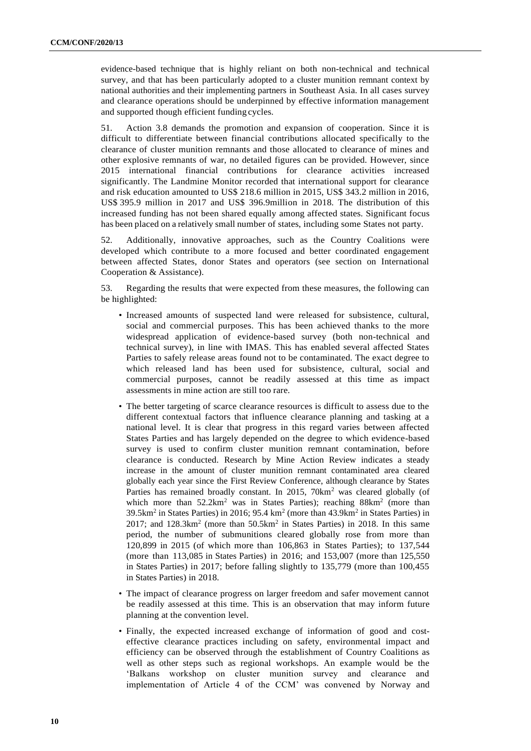evidence-based technique that is highly reliant on both non-technical and technical survey, and that has been particularly adopted to a cluster munition remnant context by national authorities and their implementing partners in Southeast Asia. In all cases survey and clearance operations should be underpinned by effective information management and supported though efficient funding cycles.

51. Action 3.8 demands the promotion and expansion of cooperation. Since it is difficult to differentiate between financial contributions allocated specifically to the clearance of cluster munition remnants and those allocated to clearance of mines and other explosive remnants of war, no detailed figures can be provided. However, since 2015 international financial contributions for clearance activities increased significantly. The Landmine Monitor recorded that international support for clearance and risk education amounted to US$ 218.6 million in 2015, US$ 343.2 million in 2016, US$ 395.9 million in 2017 and US$ 396.9million in 2018. The distribution of this increased funding has not been shared equally among affected states. Significant focus has been placed on a relatively small number of states, including some States not party.

52. Additionally, innovative approaches, such as the Country Coalitions were developed which contribute to a more focused and better coordinated engagement between affected States, donor States and operators (see section on International Cooperation & Assistance).

53. Regarding the results that were expected from these measures, the following can be highlighted:

- Increased amounts of suspected land were released for subsistence, cultural, social and commercial purposes. This has been achieved thanks to the more widespread application of evidence-based survey (both non-technical and technical survey), in line with IMAS. This has enabled several affected States Parties to safely release areas found not to be contaminated. The exact degree to which released land has been used for subsistence, cultural, social and commercial purposes, cannot be readily assessed at this time as impact assessments in mine action are still too rare.
- The better targeting of scarce clearance resources is difficult to assess due to the different contextual factors that influence clearance planning and tasking at a national level. It is clear that progress in this regard varies between affected States Parties and has largely depended on the degree to which evidence-based survey is used to confirm cluster munition remnant contamination, before clearance is conducted. Research by Mine Action Review indicates a steady increase in the amount of cluster munition remnant contaminated area cleared globally each year since the First Review Conference, although clearance by States Parties has remained broadly constant. In 2015, 70km$^2$ was cleared globally (of which more than 52.2km$^2$ was in States Parties); reaching 88km$^2$ (more than 39.5km$^2$ in States Parties) in 2016; 95.4 km$^2$ (more than 43.9km$^2$ in States Parties) in 2017; and 128.3km$^2$ (more than 50.5km$^2$ in States Parties) in 2018. In this same period, the number of submunitions cleared globally rose from more than 120,899 in 2015 (of which more than 106,863 in States Parties); to 137,544 (more than 113,085 in States Parties) in 2016; and 153,007 (more than 125,550 in States Parties) in 2017; before falling slightly to 135,779 (more than 100,455 in States Parties) in 2018.
- The impact of clearance progress on larger freedom and safer movement cannot be readily assessed at this time. This is an observation that may inform future planning at the convention level.
- Finally, the expected increased exchange of information of good and cost-effective clearance practices including on safety, environmental impact and efficiency can be observed through the establishment of Country Coalitions as well as other steps such as regional workshops. An example would be the 'Balkans workshop on cluster munition survey and clearance and implementation of Article 4 of the CCM' was convened by Norway and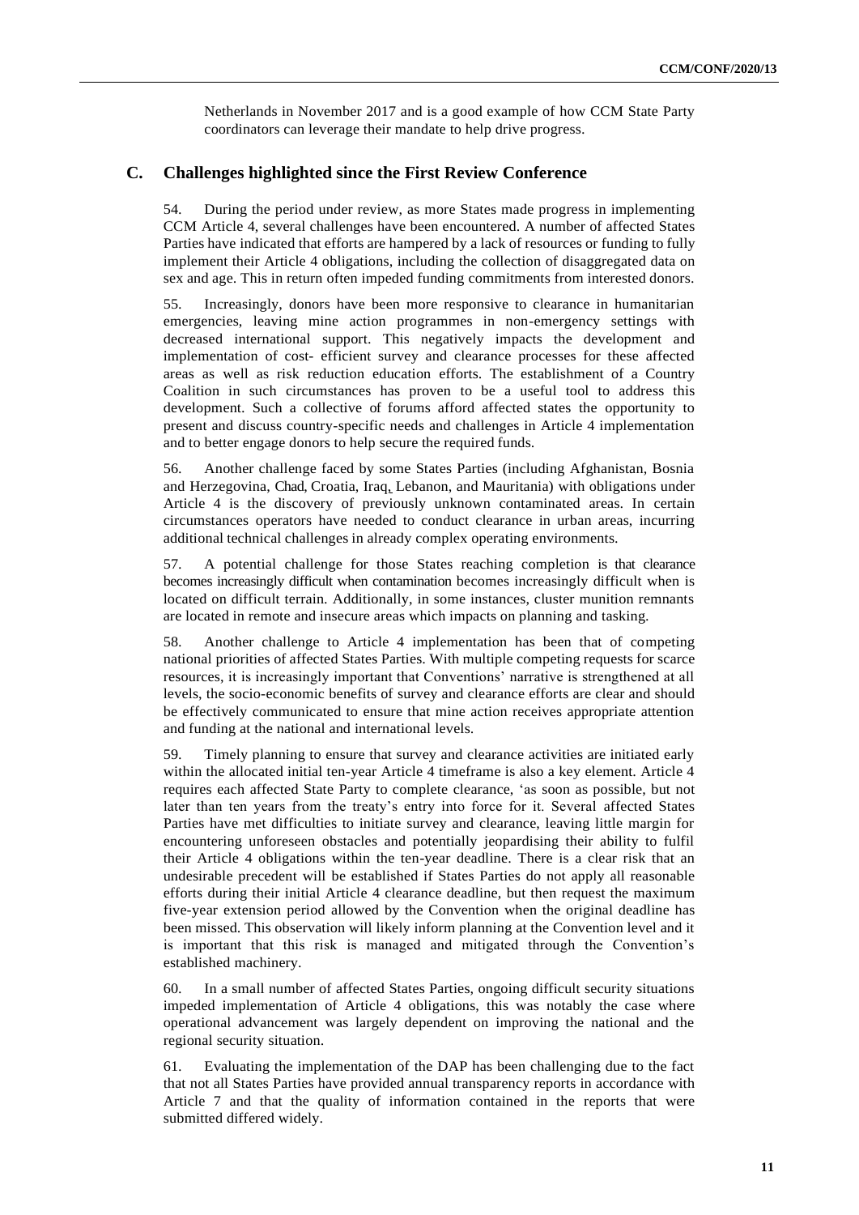Netherlands in November 2017 and is a good example of how CCM State Party coordinators can leverage their mandate to help drive progress.

## C. Challenges highlighted since the First Review Conference

54. During the period under review, as more States made progress in implementing CCM Article 4, several challenges have been encountered. A number of affected States Parties have indicated that efforts are hampered by a lack of resources or funding to fully implement their Article 4 obligations, including the collection of disaggregated data on sex and age. This in return often impeded funding commitments from interested donors.

55. Increasingly, donors have been more responsive to clearance in humanitarian emergencies, leaving mine action programmes in non-emergency settings with decreased international support. This negatively impacts the development and implementation of cost- efficient survey and clearance processes for these affected areas as well as risk reduction education efforts. The establishment of a Country Coalition in such circumstances has proven to be a useful tool to address this development. Such a collective of forums afford affected states the opportunity to present and discuss country-specific needs and challenges in Article 4 implementation and to better engage donors to help secure the required funds.

56. Another challenge faced by some States Parties (including Afghanistan, Bosnia and Herzegovina, Chad, Croatia, Iraq, Lebanon, and Mauritania) with obligations under Article 4 is the discovery of previously unknown contaminated areas. In certain circumstances operators have needed to conduct clearance in urban areas, incurring additional technical challenges in already complex operating environments.

57. A potential challenge for those States reaching completion is that clearance becomes increasingly difficult when contamination becomes increasingly difficult when is located on difficult terrain. Additionally, in some instances, cluster munition remnants are located in remote and insecure areas which impacts on planning and tasking.

58. Another challenge to Article 4 implementation has been that of competing national priorities of affected States Parties. With multiple competing requests for scarce resources, it is increasingly important that Conventions' narrative is strengthened at all levels, the socio-economic benefits of survey and clearance efforts are clear and should be effectively communicated to ensure that mine action receives appropriate attention and funding at the national and international levels.

59. Timely planning to ensure that survey and clearance activities are initiated early within the allocated initial ten-year Article 4 timeframe is also a key element. Article 4 requires each affected State Party to complete clearance, 'as soon as possible, but not later than ten years from the treaty's entry into force for it. Several affected States Parties have met difficulties to initiate survey and clearance, leaving little margin for encountering unforeseen obstacles and potentially jeopardising their ability to fulfil their Article 4 obligations within the ten-year deadline. There is a clear risk that an undesirable precedent will be established if States Parties do not apply all reasonable efforts during their initial Article 4 clearance deadline, but then request the maximum five-year extension period allowed by the Convention when the original deadline has been missed. This observation will likely inform planning at the Convention level and it is important that this risk is managed and mitigated through the Convention's established machinery.

60. In a small number of affected States Parties, ongoing difficult security situations impeded implementation of Article 4 obligations, this was notably the case where operational advancement was largely dependent on improving the national and the regional security situation.

61. Evaluating the implementation of the DAP has been challenging due to the fact that not all States Parties have provided annual transparency reports in accordance with Article 7 and that the quality of information contained in the reports that were submitted differed widely.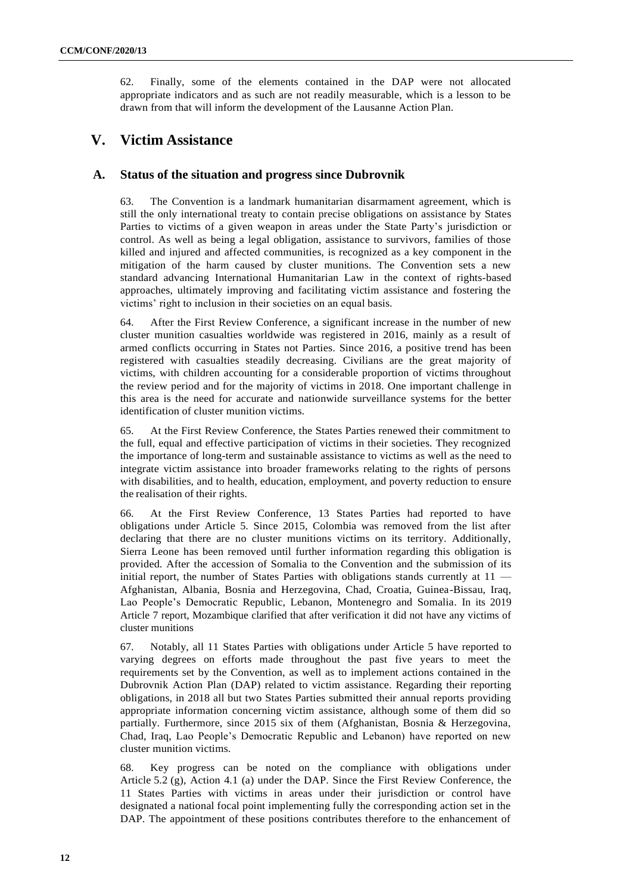62. Finally, some of the elements contained in the DAP were not allocated appropriate indicators and as such are not readily measurable, which is a lesson to be drawn from that will inform the development of the Lausanne Action Plan.

# V. Victim Assistance

## A. Status of the situation and progress since Dubrovnik

63. The Convention is a landmark humanitarian disarmament agreement, which is still the only international treaty to contain precise obligations on assistance by States Parties to victims of a given weapon in areas under the State Party's jurisdiction or control. As well as being a legal obligation, assistance to survivors, families of those killed and injured and affected communities, is recognized as a key component in the mitigation of the harm caused by cluster munitions. The Convention sets a new standard advancing International Humanitarian Law in the context of rights-based approaches, ultimately improving and facilitating victim assistance and fostering the victims' right to inclusion in their societies on an equal basis.

64. After the First Review Conference, a significant increase in the number of new cluster munition casualties worldwide was registered in 2016, mainly as a result of armed conflicts occurring in States not Parties. Since 2016, a positive trend has been registered with casualties steadily decreasing. Civilians are the great majority of victims, with children accounting for a considerable proportion of victims throughout the review period and for the majority of victims in 2018. One important challenge in this area is the need for accurate and nationwide surveillance systems for the better identification of cluster munition victims.

65. At the First Review Conference, the States Parties renewed their commitment to the full, equal and effective participation of victims in their societies. They recognized the importance of long-term and sustainable assistance to victims as well as the need to integrate victim assistance into broader frameworks relating to the rights of persons with disabilities, and to health, education, employment, and poverty reduction to ensure the realisation of their rights.

66. At the First Review Conference, 13 States Parties had reported to have obligations under Article 5. Since 2015, Colombia was removed from the list after declaring that there are no cluster munitions victims on its territory. Additionally, Sierra Leone has been removed until further information regarding this obligation is provided. After the accession of Somalia to the Convention and the submission of its initial report, the number of States Parties with obligations stands currently at 11 — Afghanistan, Albania, Bosnia and Herzegovina, Chad, Croatia, Guinea-Bissau, Iraq, Lao People's Democratic Republic, Lebanon, Montenegro and Somalia. In its 2019 Article 7 report, Mozambique clarified that after verification it did not have any victims of cluster munitions

67. Notably, all 11 States Parties with obligations under Article 5 have reported to varying degrees on efforts made throughout the past five years to meet the requirements set by the Convention, as well as to implement actions contained in the Dubrovnik Action Plan (DAP) related to victim assistance. Regarding their reporting obligations, in 2018 all but two States Parties submitted their annual reports providing appropriate information concerning victim assistance, although some of them did so partially. Furthermore, since 2015 six of them (Afghanistan, Bosnia & Herzegovina, Chad, Iraq, Lao People's Democratic Republic and Lebanon) have reported on new cluster munition victims.

68. Key progress can be noted on the compliance with obligations under Article 5.2 (g), Action 4.1 (a) under the DAP. Since the First Review Conference, the 11 States Parties with victims in areas under their jurisdiction or control have designated a national focal point implementing fully the corresponding action set in the DAP. The appointment of these positions contributes therefore to the enhancement of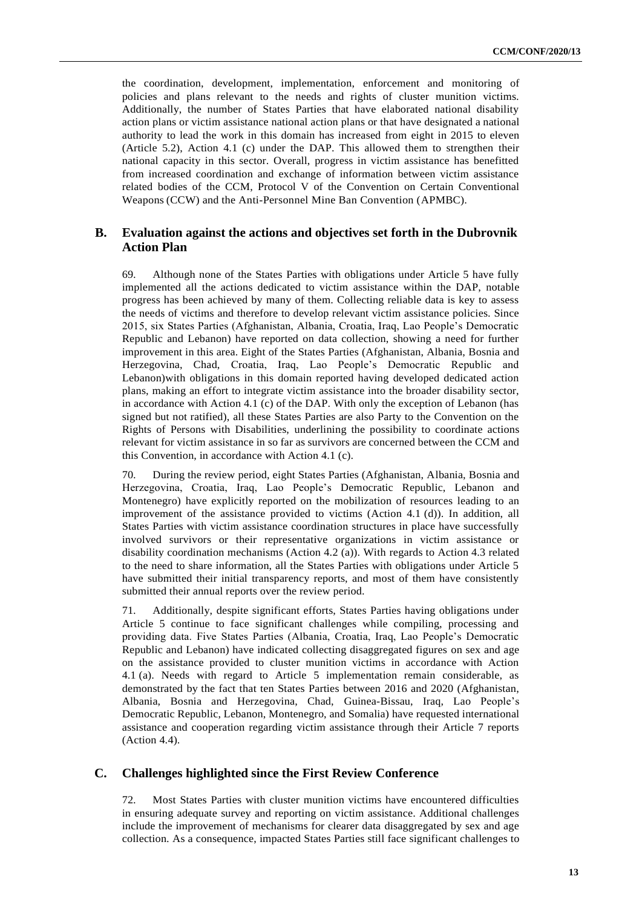the coordination, development, implementation, enforcement and monitoring of policies and plans relevant to the needs and rights of cluster munition victims. Additionally, the number of States Parties that have elaborated national disability action plans or victim assistance national action plans or that have designated a national authority to lead the work in this domain has increased from eight in 2015 to eleven (Article 5.2), Action 4.1 (c) under the DAP. This allowed them to strengthen their national capacity in this sector. Overall, progress in victim assistance has benefitted from increased coordination and exchange of information between victim assistance related bodies of the CCM, Protocol V of the Convention on Certain Conventional Weapons (CCW) and the Anti-Personnel Mine Ban Convention (APMBC).

## B. Evaluation against the actions and objectives set forth in the Dubrovnik Action Plan

69. Although none of the States Parties with obligations under Article 5 have fully implemented all the actions dedicated to victim assistance within the DAP, notable progress has been achieved by many of them. Collecting reliable data is key to assess the needs of victims and therefore to develop relevant victim assistance policies. Since 2015, six States Parties (Afghanistan, Albania, Croatia, Iraq, Lao People's Democratic Republic and Lebanon) have reported on data collection, showing a need for further improvement in this area. Eight of the States Parties (Afghanistan, Albania, Bosnia and Herzegovina, Chad, Croatia, Iraq, Lao People's Democratic Republic and Lebanon)with obligations in this domain reported having developed dedicated action plans, making an effort to integrate victim assistance into the broader disability sector, in accordance with Action 4.1 (c) of the DAP. With only the exception of Lebanon (has signed but not ratified), all these States Parties are also Party to the Convention on the Rights of Persons with Disabilities, underlining the possibility to coordinate actions relevant for victim assistance in so far as survivors are concerned between the CCM and this Convention, in accordance with Action 4.1 (c).

70. During the review period, eight States Parties (Afghanistan, Albania, Bosnia and Herzegovina, Croatia, Iraq, Lao People's Democratic Republic, Lebanon and Montenegro) have explicitly reported on the mobilization of resources leading to an improvement of the assistance provided to victims (Action 4.1 (d)). In addition, all States Parties with victim assistance coordination structures in place have successfully involved survivors or their representative organizations in victim assistance or disability coordination mechanisms (Action 4.2 (a)). With regards to Action 4.3 related to the need to share information, all the States Parties with obligations under Article 5 have submitted their initial transparency reports, and most of them have consistently submitted their annual reports over the review period.

71. Additionally, despite significant efforts, States Parties having obligations under Article 5 continue to face significant challenges while compiling, processing and providing data. Five States Parties (Albania, Croatia, Iraq, Lao People's Democratic Republic and Lebanon) have indicated collecting disaggregated figures on sex and age on the assistance provided to cluster munition victims in accordance with Action 4.1 (a). Needs with regard to Article 5 implementation remain considerable, as demonstrated by the fact that ten States Parties between 2016 and 2020 (Afghanistan, Albania, Bosnia and Herzegovina, Chad, Guinea-Bissau, Iraq, Lao People's Democratic Republic, Lebanon, Montenegro, and Somalia) have requested international assistance and cooperation regarding victim assistance through their Article 7 reports (Action 4.4).

## C. Challenges highlighted since the First Review Conference

72. Most States Parties with cluster munition victims have encountered difficulties in ensuring adequate survey and reporting on victim assistance. Additional challenges include the improvement of mechanisms for clearer data disaggregated by sex and age collection. As a consequence, impacted States Parties still face significant challenges to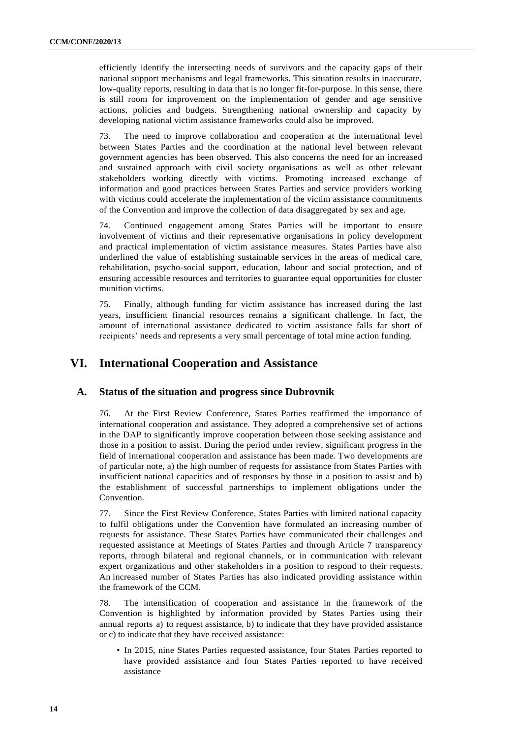efficiently identify the intersecting needs of survivors and the capacity gaps of their national support mechanisms and legal frameworks. This situation results in inaccurate, low-quality reports, resulting in data that is no longer fit-for-purpose. In this sense, there is still room for improvement on the implementation of gender and age sensitive actions, policies and budgets. Strengthening national ownership and capacity by developing national victim assistance frameworks could also be improved.

73. The need to improve collaboration and cooperation at the international level between States Parties and the coordination at the national level between relevant government agencies has been observed. This also concerns the need for an increased and sustained approach with civil society organisations as well as other relevant stakeholders working directly with victims. Promoting increased exchange of information and good practices between States Parties and service providers working with victims could accelerate the implementation of the victim assistance commitments of the Convention and improve the collection of data disaggregated by sex and age.

74. Continued engagement among States Parties will be important to ensure involvement of victims and their representative organisations in policy development and practical implementation of victim assistance measures. States Parties have also underlined the value of establishing sustainable services in the areas of medical care, rehabilitation, psycho-social support, education, labour and social protection, and of ensuring accessible resources and territories to guarantee equal opportunities for cluster munition victims.

75. Finally, although funding for victim assistance has increased during the last years, insufficient financial resources remains a significant challenge. In fact, the amount of international assistance dedicated to victim assistance falls far short of recipients' needs and represents a very small percentage of total mine action funding.

# VI. International Cooperation and Assistance

## A. Status of the situation and progress since Dubrovnik

76. At the First Review Conference, States Parties reaffirmed the importance of international cooperation and assistance. They adopted a comprehensive set of actions in the DAP to significantly improve cooperation between those seeking assistance and those in a position to assist. During the period under review, significant progress in the field of international cooperation and assistance has been made. Two developments are of particular note, a) the high number of requests for assistance from States Parties with insufficient national capacities and of responses by those in a position to assist and b) the establishment of successful partnerships to implement obligations under the Convention.

77. Since the First Review Conference, States Parties with limited national capacity to fulfil obligations under the Convention have formulated an increasing number of requests for assistance. These States Parties have communicated their challenges and requested assistance at Meetings of States Parties and through Article 7 transparency reports, through bilateral and regional channels, or in communication with relevant expert organizations and other stakeholders in a position to respond to their requests. An increased number of States Parties has also indicated providing assistance within the framework of the CCM.

78. The intensification of cooperation and assistance in the framework of the Convention is highlighted by information provided by States Parties using their annual reports a) to request assistance, b) to indicate that they have provided assistance or c) to indicate that they have received assistance:

- In 2015, nine States Parties requested assistance, four States Parties reported to have provided assistance and four States Parties reported to have received assistance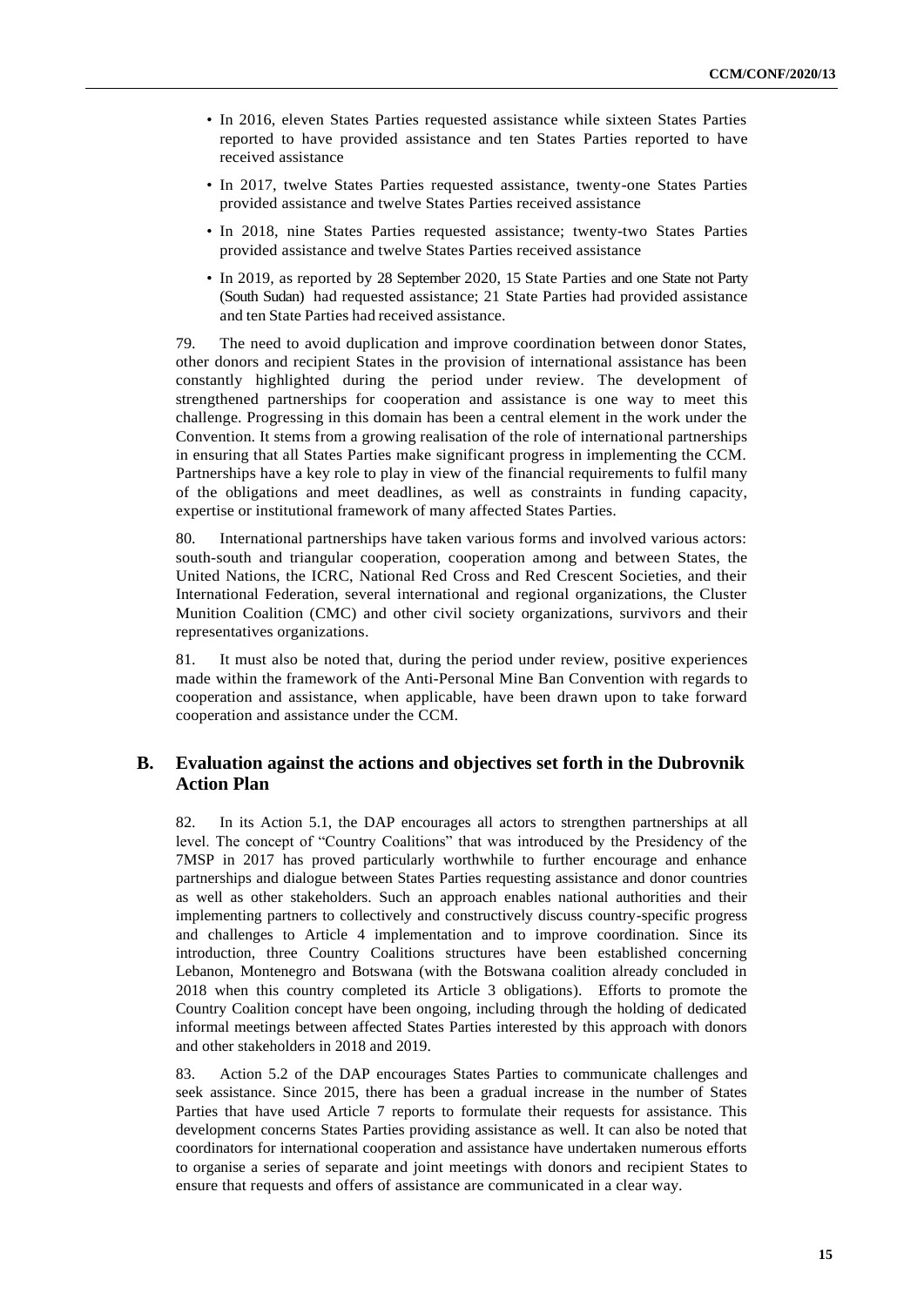- In 2016, eleven States Parties requested assistance while sixteen States Parties reported to have provided assistance and ten States Parties reported to have received assistance
- In 2017, twelve States Parties requested assistance, twenty-one States Parties provided assistance and twelve States Parties received assistance
- In 2018, nine States Parties requested assistance; twenty-two States Parties provided assistance and twelve States Parties received assistance
- In 2019, as reported by 28 September 2020, 15 State Parties and one State not Party (South Sudan) had requested assistance; 21 State Parties had provided assistance and ten State Parties had received assistance.

79. The need to avoid duplication and improve coordination between donor States, other donors and recipient States in the provision of international assistance has been constantly highlighted during the period under review. The development of strengthened partnerships for cooperation and assistance is one way to meet this challenge. Progressing in this domain has been a central element in the work under the Convention. It stems from a growing realisation of the role of international partnerships in ensuring that all States Parties make significant progress in implementing the CCM. Partnerships have a key role to play in view of the financial requirements to fulfil many of the obligations and meet deadlines, as well as constraints in funding capacity, expertise or institutional framework of many affected States Parties.

80. International partnerships have taken various forms and involved various actors: south-south and triangular cooperation, cooperation among and between States, the United Nations, the ICRC, National Red Cross and Red Crescent Societies, and their International Federation, several international and regional organizations, the Cluster Munition Coalition (CMC) and other civil society organizations, survivors and their representatives organizations.

81. It must also be noted that, during the period under review, positive experiences made within the framework of the Anti-Personal Mine Ban Convention with regards to cooperation and assistance, when applicable, have been drawn upon to take forward cooperation and assistance under the CCM.

## B. Evaluation against the actions and objectives set forth in the Dubrovnik Action Plan

82. In its Action 5.1, the DAP encourages all actors to strengthen partnerships at all level. The concept of "Country Coalitions" that was introduced by the Presidency of the 7MSP in 2017 has proved particularly worthwhile to further encourage and enhance partnerships and dialogue between States Parties requesting assistance and donor countries as well as other stakeholders. Such an approach enables national authorities and their implementing partners to collectively and constructively discuss country-specific progress and challenges to Article 4 implementation and to improve coordination. Since its introduction, three Country Coalitions structures have been established concerning Lebanon, Montenegro and Botswana (with the Botswana coalition already concluded in 2018 when this country completed its Article 3 obligations). Efforts to promote the Country Coalition concept have been ongoing, including through the holding of dedicated informal meetings between affected States Parties interested by this approach with donors and other stakeholders in 2018 and 2019.

83. Action 5.2 of the DAP encourages States Parties to communicate challenges and seek assistance. Since 2015, there has been a gradual increase in the number of States Parties that have used Article 7 reports to formulate their requests for assistance. This development concerns States Parties providing assistance as well. It can also be noted that coordinators for international cooperation and assistance have undertaken numerous efforts to organise a series of separate and joint meetings with donors and recipient States to ensure that requests and offers of assistance are communicated in a clear way.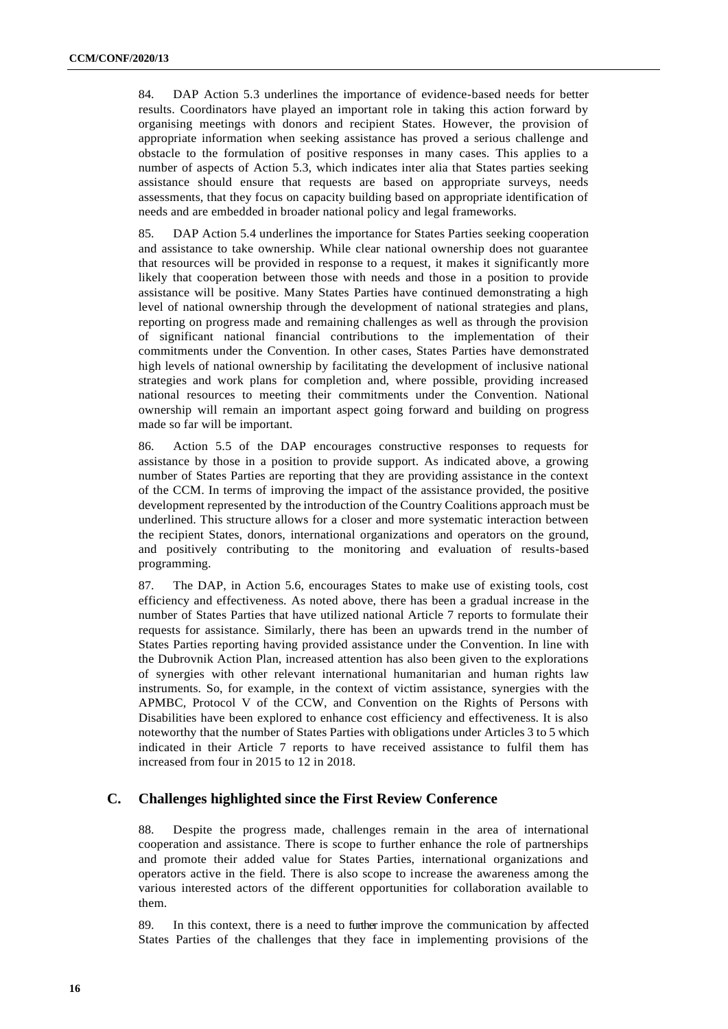84. DAP Action 5.3 underlines the importance of evidence-based needs for better results. Coordinators have played an important role in taking this action forward by organising meetings with donors and recipient States. However, the provision of appropriate information when seeking assistance has proved a serious challenge and obstacle to the formulation of positive responses in many cases. This applies to a number of aspects of Action 5.3, which indicates inter alia that States parties seeking assistance should ensure that requests are based on appropriate surveys, needs assessments, that they focus on capacity building based on appropriate identification of needs and are embedded in broader national policy and legal frameworks.

85. DAP Action 5.4 underlines the importance for States Parties seeking cooperation and assistance to take ownership. While clear national ownership does not guarantee that resources will be provided in response to a request, it makes it significantly more likely that cooperation between those with needs and those in a position to provide assistance will be positive. Many States Parties have continued demonstrating a high level of national ownership through the development of national strategies and plans, reporting on progress made and remaining challenges as well as through the provision of significant national financial contributions to the implementation of their commitments under the Convention. In other cases, States Parties have demonstrated high levels of national ownership by facilitating the development of inclusive national strategies and work plans for completion and, where possible, providing increased national resources to meeting their commitments under the Convention. National ownership will remain an important aspect going forward and building on progress made so far will be important.

86. Action 5.5 of the DAP encourages constructive responses to requests for assistance by those in a position to provide support. As indicated above, a growing number of States Parties are reporting that they are providing assistance in the context of the CCM. In terms of improving the impact of the assistance provided, the positive development represented by the introduction of the Country Coalitions approach must be underlined. This structure allows for a closer and more systematic interaction between the recipient States, donors, international organizations and operators on the ground, and positively contributing to the monitoring and evaluation of results-based programming.

87. The DAP, in Action 5.6, encourages States to make use of existing tools, cost efficiency and effectiveness. As noted above, there has been a gradual increase in the number of States Parties that have utilized national Article 7 reports to formulate their requests for assistance. Similarly, there has been an upwards trend in the number of States Parties reporting having provided assistance under the Convention. In line with the Dubrovnik Action Plan, increased attention has also been given to the explorations of synergies with other relevant international humanitarian and human rights law instruments. So, for example, in the context of victim assistance, synergies with the APMBC, Protocol V of the CCW, and Convention on the Rights of Persons with Disabilities have been explored to enhance cost efficiency and effectiveness. It is also noteworthy that the number of States Parties with obligations under Articles 3 to 5 which indicated in their Article 7 reports to have received assistance to fulfil them has increased from four in 2015 to 12 in 2018.

## C. Challenges highlighted since the First Review Conference

88. Despite the progress made, challenges remain in the area of international cooperation and assistance. There is scope to further enhance the role of partnerships and promote their added value for States Parties, international organizations and operators active in the field. There is also scope to increase the awareness among the various interested actors of the different opportunities for collaboration available to them.

89. In this context, there is a need to further improve the communication by affected States Parties of the challenges that they face in implementing provisions of the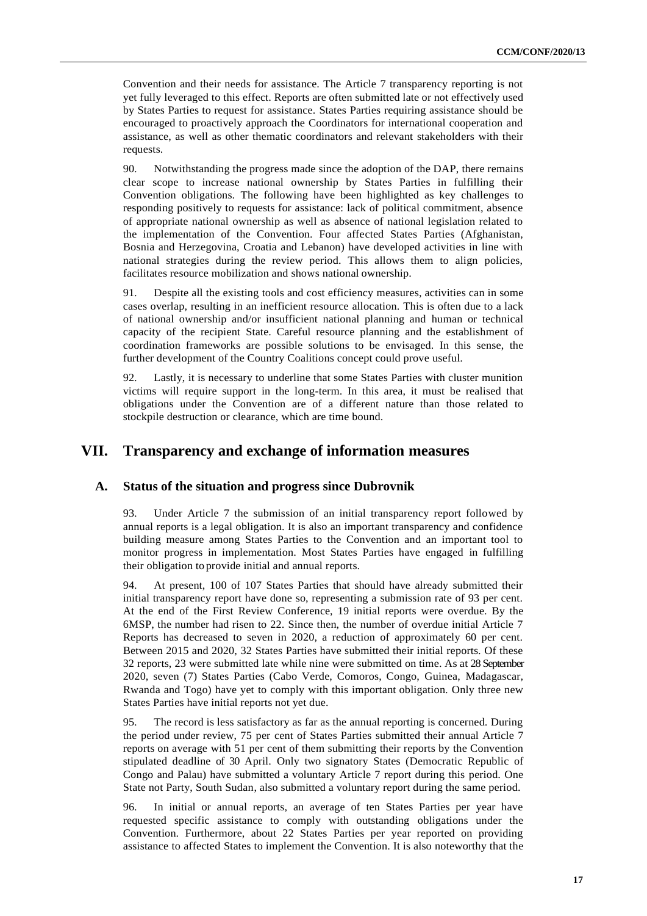Convention and their needs for assistance. The Article 7 transparency reporting is not yet fully leveraged to this effect. Reports are often submitted late or not effectively used by States Parties to request for assistance. States Parties requiring assistance should be encouraged to proactively approach the Coordinators for international cooperation and assistance, as well as other thematic coordinators and relevant stakeholders with their requests.

90. Notwithstanding the progress made since the adoption of the DAP, there remains clear scope to increase national ownership by States Parties in fulfilling their Convention obligations. The following have been highlighted as key challenges to responding positively to requests for assistance: lack of political commitment, absence of appropriate national ownership as well as absence of national legislation related to the implementation of the Convention. Four affected States Parties (Afghanistan, Bosnia and Herzegovina, Croatia and Lebanon) have developed activities in line with national strategies during the review period. This allows them to align policies, facilitates resource mobilization and shows national ownership.

91. Despite all the existing tools and cost efficiency measures, activities can in some cases overlap, resulting in an inefficient resource allocation. This is often due to a lack of national ownership and/or insufficient national planning and human or technical capacity of the recipient State. Careful resource planning and the establishment of coordination frameworks are possible solutions to be envisaged. In this sense, the further development of the Country Coalitions concept could prove useful.

92. Lastly, it is necessary to underline that some States Parties with cluster munition victims will require support in the long-term. In this area, it must be realised that obligations under the Convention are of a different nature than those related to stockpile destruction or clearance, which are time bound.

# VII. Transparency and exchange of information measures

## A. Status of the situation and progress since Dubrovnik

93. Under Article 7 the submission of an initial transparency report followed by annual reports is a legal obligation. It is also an important transparency and confidence building measure among States Parties to the Convention and an important tool to monitor progress in implementation. Most States Parties have engaged in fulfilling their obligation to provide initial and annual reports.

94. At present, 100 of 107 States Parties that should have already submitted their initial transparency report have done so, representing a submission rate of 93 per cent. At the end of the First Review Conference, 19 initial reports were overdue. By the 6MSP, the number had risen to 22. Since then, the number of overdue initial Article 7 Reports has decreased to seven in 2020, a reduction of approximately 60 per cent. Between 2015 and 2020, 32 States Parties have submitted their initial reports. Of these 32 reports, 23 were submitted late while nine were submitted on time. As at 28 September 2020, seven (7) States Parties (Cabo Verde, Comoros, Congo, Guinea, Madagascar, Rwanda and Togo) have yet to comply with this important obligation. Only three new States Parties have initial reports not yet due.

95. The record is less satisfactory as far as the annual reporting is concerned. During the period under review, 75 per cent of States Parties submitted their annual Article 7 reports on average with 51 per cent of them submitting their reports by the Convention stipulated deadline of 30 April. Only two signatory States (Democratic Republic of Congo and Palau) have submitted a voluntary Article 7 report during this period. One State not Party, South Sudan, also submitted a voluntary report during the same period.

96. In initial or annual reports, an average of ten States Parties per year have requested specific assistance to comply with outstanding obligations under the Convention. Furthermore, about 22 States Parties per year reported on providing assistance to affected States to implement the Convention. It is also noteworthy that the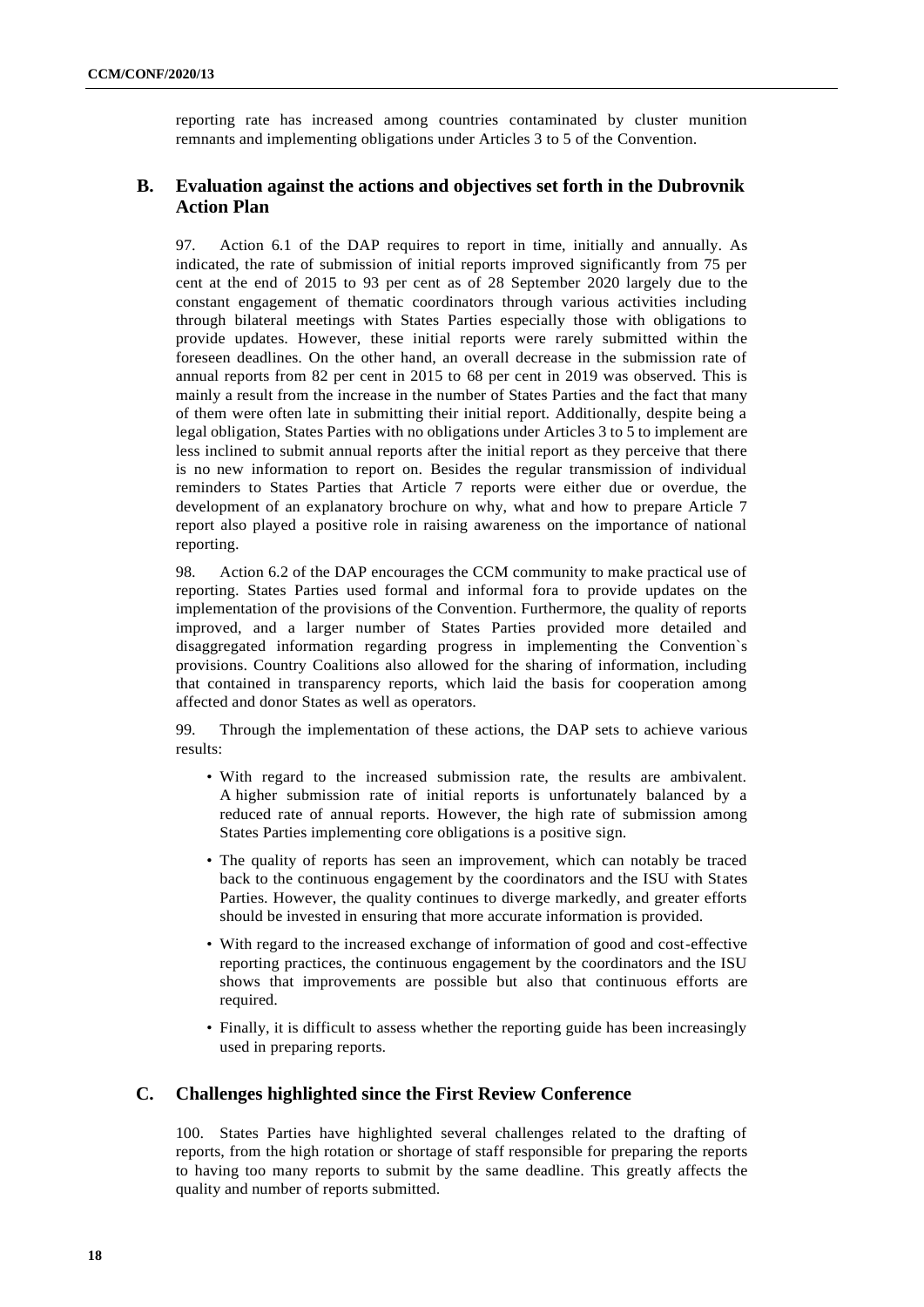reporting rate has increased among countries contaminated by cluster munition remnants and implementing obligations under Articles 3 to 5 of the Convention.

## B. Evaluation against the actions and objectives set forth in the Dubrovnik Action Plan

97. Action 6.1 of the DAP requires to report in time, initially and annually. As indicated, the rate of submission of initial reports improved significantly from 75 per cent at the end of 2015 to 93 per cent as of 28 September 2020 largely due to the constant engagement of thematic coordinators through various activities including through bilateral meetings with States Parties especially those with obligations to provide updates. However, these initial reports were rarely submitted within the foreseen deadlines. On the other hand, an overall decrease in the submission rate of annual reports from 82 per cent in 2015 to 68 per cent in 2019 was observed. This is mainly a result from the increase in the number of States Parties and the fact that many of them were often late in submitting their initial report. Additionally, despite being a legal obligation, States Parties with no obligations under Articles 3 to 5 to implement are less inclined to submit annual reports after the initial report as they perceive that there is no new information to report on. Besides the regular transmission of individual reminders to States Parties that Article 7 reports were either due or overdue, the development of an explanatory brochure on why, what and how to prepare Article 7 report also played a positive role in raising awareness on the importance of national reporting.

98. Action 6.2 of the DAP encourages the CCM community to make practical use of reporting. States Parties used formal and informal fora to provide updates on the implementation of the provisions of the Convention. Furthermore, the quality of reports improved, and a larger number of States Parties provided more detailed and disaggregated information regarding progress in implementing the Convention`s provisions. Country Coalitions also allowed for the sharing of information, including that contained in transparency reports, which laid the basis for cooperation among affected and donor States as well as operators.

99. Through the implementation of these actions, the DAP sets to achieve various results:

- With regard to the increased submission rate, the results are ambivalent. A higher submission rate of initial reports is unfortunately balanced by a reduced rate of annual reports. However, the high rate of submission among States Parties implementing core obligations is a positive sign.
- The quality of reports has seen an improvement, which can notably be traced back to the continuous engagement by the coordinators and the ISU with States Parties. However, the quality continues to diverge markedly, and greater efforts should be invested in ensuring that more accurate information is provided.
- With regard to the increased exchange of information of good and cost-effective reporting practices, the continuous engagement by the coordinators and the ISU shows that improvements are possible but also that continuous efforts are required.
- Finally, it is difficult to assess whether the reporting guide has been increasingly used in preparing reports.

## C. Challenges highlighted since the First Review Conference

100. States Parties have highlighted several challenges related to the drafting of reports, from the high rotation or shortage of staff responsible for preparing the reports to having too many reports to submit by the same deadline. This greatly affects the quality and number of reports submitted.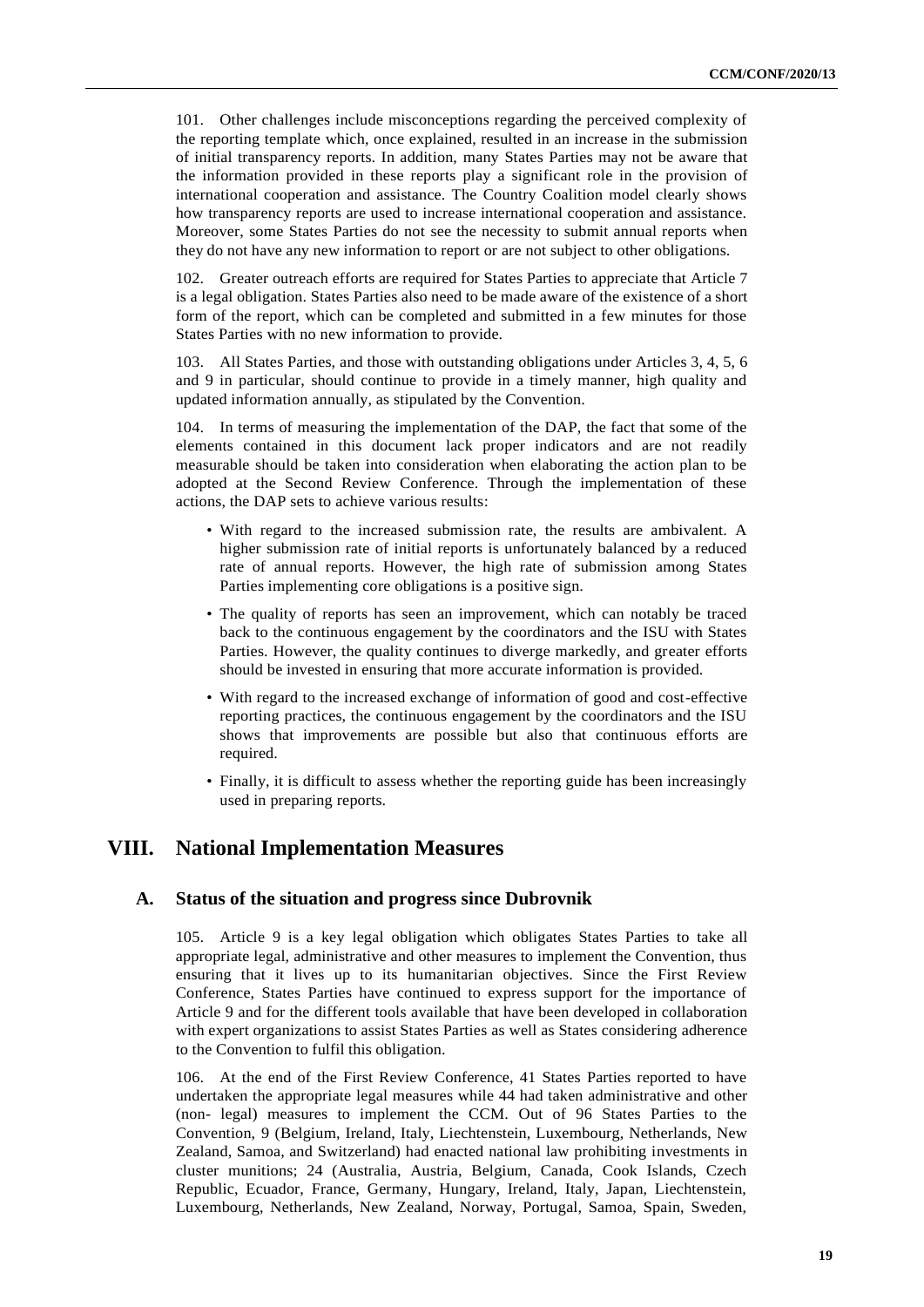101. Other challenges include misconceptions regarding the perceived complexity of the reporting template which, once explained, resulted in an increase in the submission of initial transparency reports. In addition, many States Parties may not be aware that the information provided in these reports play a significant role in the provision of international cooperation and assistance. The Country Coalition model clearly shows how transparency reports are used to increase international cooperation and assistance. Moreover, some States Parties do not see the necessity to submit annual reports when they do not have any new information to report or are not subject to other obligations.

102. Greater outreach efforts are required for States Parties to appreciate that Article 7 is a legal obligation. States Parties also need to be made aware of the existence of a short form of the report, which can be completed and submitted in a few minutes for those States Parties with no new information to provide.

103. All States Parties, and those with outstanding obligations under Articles 3, 4, 5, 6 and 9 in particular, should continue to provide in a timely manner, high quality and updated information annually, as stipulated by the Convention.

104. In terms of measuring the implementation of the DAP, the fact that some of the elements contained in this document lack proper indicators and are not readily measurable should be taken into consideration when elaborating the action plan to be adopted at the Second Review Conference. Through the implementation of these actions, the DAP sets to achieve various results:

- With regard to the increased submission rate, the results are ambivalent. A higher submission rate of initial reports is unfortunately balanced by a reduced rate of annual reports. However, the high rate of submission among States Parties implementing core obligations is a positive sign.
- The quality of reports has seen an improvement, which can notably be traced back to the continuous engagement by the coordinators and the ISU with States Parties. However, the quality continues to diverge markedly, and greater efforts should be invested in ensuring that more accurate information is provided.
- With regard to the increased exchange of information of good and cost-effective reporting practices, the continuous engagement by the coordinators and the ISU shows that improvements are possible but also that continuous efforts are required.
- Finally, it is difficult to assess whether the reporting guide has been increasingly used in preparing reports.

# VIII. National Implementation Measures

## A. Status of the situation and progress since Dubrovnik

105. Article 9 is a key legal obligation which obligates States Parties to take all appropriate legal, administrative and other measures to implement the Convention, thus ensuring that it lives up to its humanitarian objectives. Since the First Review Conference, States Parties have continued to express support for the importance of Article 9 and for the different tools available that have been developed in collaboration with expert organizations to assist States Parties as well as States considering adherence to the Convention to fulfil this obligation.

106. At the end of the First Review Conference, 41 States Parties reported to have undertaken the appropriate legal measures while 44 had taken administrative and other (non- legal) measures to implement the CCM. Out of 96 States Parties to the Convention, 9 (Belgium, Ireland, Italy, Liechtenstein, Luxembourg, Netherlands, New Zealand, Samoa, and Switzerland) had enacted national law prohibiting investments in cluster munitions; 24 (Australia, Austria, Belgium, Canada, Cook Islands, Czech Republic, Ecuador, France, Germany, Hungary, Ireland, Italy, Japan, Liechtenstein, Luxembourg, Netherlands, New Zealand, Norway, Portugal, Samoa, Spain, Sweden,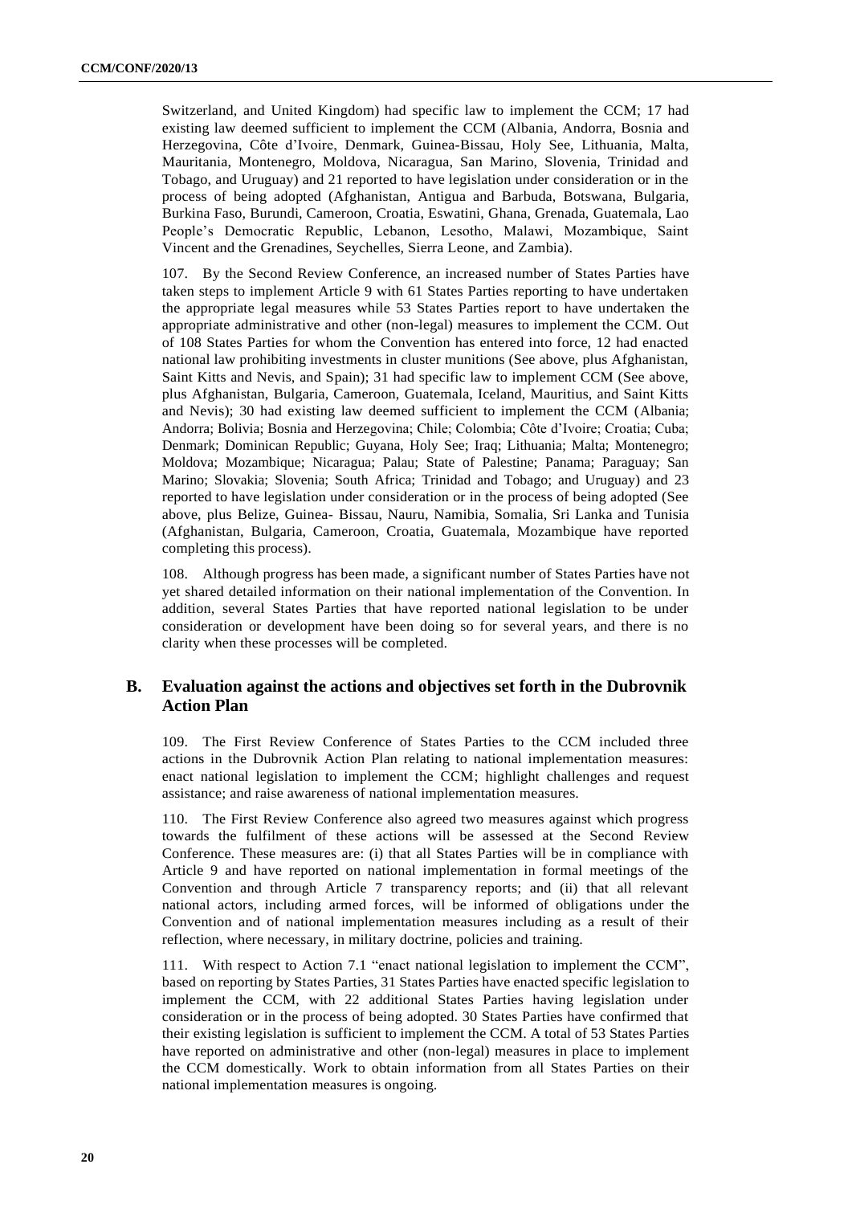Switzerland, and United Kingdom) had specific law to implement the CCM; 17 had existing law deemed sufficient to implement the CCM (Albania, Andorra, Bosnia and Herzegovina, Côte d'Ivoire, Denmark, Guinea-Bissau, Holy See, Lithuania, Malta, Mauritania, Montenegro, Moldova, Nicaragua, San Marino, Slovenia, Trinidad and Tobago, and Uruguay) and 21 reported to have legislation under consideration or in the process of being adopted (Afghanistan, Antigua and Barbuda, Botswana, Bulgaria, Burkina Faso, Burundi, Cameroon, Croatia, Eswatini, Ghana, Grenada, Guatemala, Lao People's Democratic Republic, Lebanon, Lesotho, Malawi, Mozambique, Saint Vincent and the Grenadines, Seychelles, Sierra Leone, and Zambia).

107. By the Second Review Conference, an increased number of States Parties have taken steps to implement Article 9 with 61 States Parties reporting to have undertaken the appropriate legal measures while 53 States Parties report to have undertaken the appropriate administrative and other (non-legal) measures to implement the CCM. Out of 108 States Parties for whom the Convention has entered into force, 12 had enacted national law prohibiting investments in cluster munitions (See above, plus Afghanistan, Saint Kitts and Nevis, and Spain); 31 had specific law to implement CCM (See above, plus Afghanistan, Bulgaria, Cameroon, Guatemala, Iceland, Mauritius, and Saint Kitts and Nevis); 30 had existing law deemed sufficient to implement the CCM (Albania; Andorra; Bolivia; Bosnia and Herzegovina; Chile; Colombia; Côte d'Ivoire; Croatia; Cuba; Denmark; Dominican Republic; Guyana, Holy See; Iraq; Lithuania; Malta; Montenegro; Moldova; Mozambique; Nicaragua; Palau; State of Palestine; Panama; Paraguay; San Marino; Slovakia; Slovenia; South Africa; Trinidad and Tobago; and Uruguay) and 23 reported to have legislation under consideration or in the process of being adopted (See above, plus Belize, Guinea- Bissau, Nauru, Namibia, Somalia, Sri Lanka and Tunisia (Afghanistan, Bulgaria, Cameroon, Croatia, Guatemala, Mozambique have reported completing this process).

108. Although progress has been made, a significant number of States Parties have not yet shared detailed information on their national implementation of the Convention. In addition, several States Parties that have reported national legislation to be under consideration or development have been doing so for several years, and there is no clarity when these processes will be completed.

## B. Evaluation against the actions and objectives set forth in the Dubrovnik Action Plan

109. The First Review Conference of States Parties to the CCM included three actions in the Dubrovnik Action Plan relating to national implementation measures: enact national legislation to implement the CCM; highlight challenges and request assistance; and raise awareness of national implementation measures.

110. The First Review Conference also agreed two measures against which progress towards the fulfilment of these actions will be assessed at the Second Review Conference. These measures are: (i) that all States Parties will be in compliance with Article 9 and have reported on national implementation in formal meetings of the Convention and through Article 7 transparency reports; and (ii) that all relevant national actors, including armed forces, will be informed of obligations under the Convention and of national implementation measures including as a result of their reflection, where necessary, in military doctrine, policies and training.

111. With respect to Action 7.1 "enact national legislation to implement the CCM", based on reporting by States Parties, 31 States Parties have enacted specific legislation to implement the CCM, with 22 additional States Parties having legislation under consideration or in the process of being adopted. 30 States Parties have confirmed that their existing legislation is sufficient to implement the CCM. A total of 53 States Parties have reported on administrative and other (non-legal) measures in place to implement the CCM domestically. Work to obtain information from all States Parties on their national implementation measures is ongoing.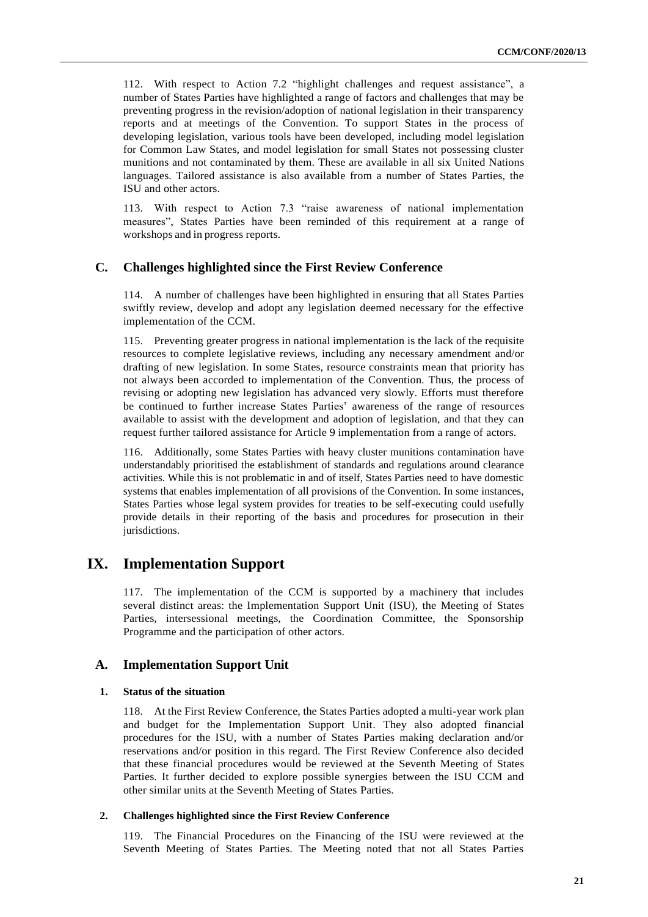112. With respect to Action 7.2 "highlight challenges and request assistance", a number of States Parties have highlighted a range of factors and challenges that may be preventing progress in the revision/adoption of national legislation in their transparency reports and at meetings of the Convention. To support States in the process of developing legislation, various tools have been developed, including model legislation for Common Law States, and model legislation for small States not possessing cluster munitions and not contaminated by them. These are available in all six United Nations languages. Tailored assistance is also available from a number of States Parties, the ISU and other actors.

113. With respect to Action 7.3 "raise awareness of national implementation measures", States Parties have been reminded of this requirement at a range of workshops and in progress reports.

## C. Challenges highlighted since the First Review Conference

114. A number of challenges have been highlighted in ensuring that all States Parties swiftly review, develop and adopt any legislation deemed necessary for the effective implementation of the CCM.

115. Preventing greater progress in national implementation is the lack of the requisite resources to complete legislative reviews, including any necessary amendment and/or drafting of new legislation. In some States, resource constraints mean that priority has not always been accorded to implementation of the Convention. Thus, the process of revising or adopting new legislation has advanced very slowly. Efforts must therefore be continued to further increase States Parties' awareness of the range of resources available to assist with the development and adoption of legislation, and that they can request further tailored assistance for Article 9 implementation from a range of actors.

116. Additionally, some States Parties with heavy cluster munitions contamination have understandably prioritised the establishment of standards and regulations around clearance activities. While this is not problematic in and of itself, States Parties need to have domestic systems that enables implementation of all provisions of the Convention. In some instances, States Parties whose legal system provides for treaties to be self-executing could usefully provide details in their reporting of the basis and procedures for prosecution in their jurisdictions.

# IX. Implementation Support

117. The implementation of the CCM is supported by a machinery that includes several distinct areas: the Implementation Support Unit (ISU), the Meeting of States Parties, intersessional meetings, the Coordination Committee, the Sponsorship Programme and the participation of other actors.

## A. Implementation Support Unit

### 1. Status of the situation

118. At the First Review Conference, the States Parties adopted a multi-year work plan and budget for the Implementation Support Unit. They also adopted financial procedures for the ISU, with a number of States Parties making declaration and/or reservations and/or position in this regard. The First Review Conference also decided that these financial procedures would be reviewed at the Seventh Meeting of States Parties. It further decided to explore possible synergies between the ISU CCM and other similar units at the Seventh Meeting of States Parties.

### 2. Challenges highlighted since the First Review Conference

119. The Financial Procedures on the Financing of the ISU were reviewed at the Seventh Meeting of States Parties. The Meeting noted that not all States Parties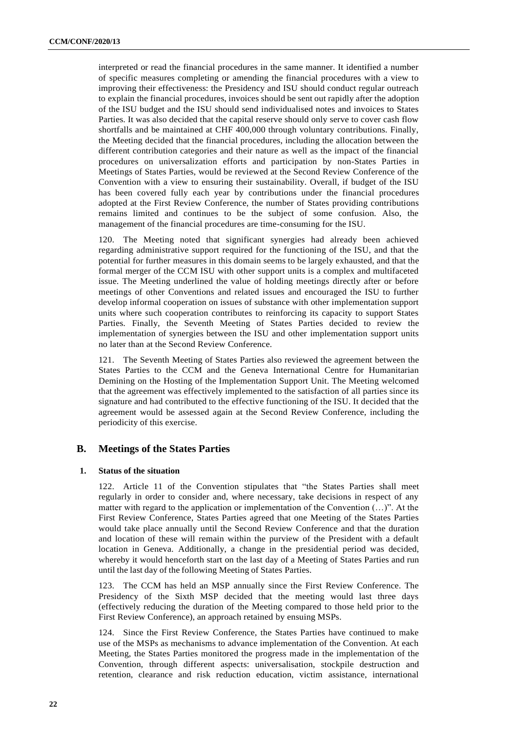interpreted or read the financial procedures in the same manner. It identified a number of specific measures completing or amending the financial procedures with a view to improving their effectiveness: the Presidency and ISU should conduct regular outreach to explain the financial procedures, invoices should be sent out rapidly after the adoption of the ISU budget and the ISU should send individualised notes and invoices to States Parties. It was also decided that the capital reserve should only serve to cover cash flow shortfalls and be maintained at CHF 400,000 through voluntary contributions. Finally, the Meeting decided that the financial procedures, including the allocation between the different contribution categories and their nature as well as the impact of the financial procedures on universalization efforts and participation by non-States Parties in Meetings of States Parties, would be reviewed at the Second Review Conference of the Convention with a view to ensuring their sustainability. Overall, if budget of the ISU has been covered fully each year by contributions under the financial procedures adopted at the First Review Conference, the number of States providing contributions remains limited and continues to be the subject of some confusion. Also, the management of the financial procedures are time-consuming for the ISU.

120. The Meeting noted that significant synergies had already been achieved regarding administrative support required for the functioning of the ISU, and that the potential for further measures in this domain seems to be largely exhausted, and that the formal merger of the CCM ISU with other support units is a complex and multifaceted issue. The Meeting underlined the value of holding meetings directly after or before meetings of other Conventions and related issues and encouraged the ISU to further develop informal cooperation on issues of substance with other implementation support units where such cooperation contributes to reinforcing its capacity to support States Parties. Finally, the Seventh Meeting of States Parties decided to review the implementation of synergies between the ISU and other implementation support units no later than at the Second Review Conference.

121. The Seventh Meeting of States Parties also reviewed the agreement between the States Parties to the CCM and the Geneva International Centre for Humanitarian Demining on the Hosting of the Implementation Support Unit. The Meeting welcomed that the agreement was effectively implemented to the satisfaction of all parties since its signature and had contributed to the effective functioning of the ISU. It decided that the agreement would be assessed again at the Second Review Conference, including the periodicity of this exercise.

## B. Meetings of the States Parties

### 1. Status of the situation

122. Article 11 of the Convention stipulates that "the States Parties shall meet regularly in order to consider and, where necessary, take decisions in respect of any matter with regard to the application or implementation of the Convention (…)". At the First Review Conference, States Parties agreed that one Meeting of the States Parties would take place annually until the Second Review Conference and that the duration and location of these will remain within the purview of the President with a default location in Geneva. Additionally, a change in the presidential period was decided, whereby it would henceforth start on the last day of a Meeting of States Parties and run until the last day of the following Meeting of States Parties.

123. The CCM has held an MSP annually since the First Review Conference. The Presidency of the Sixth MSP decided that the meeting would last three days (effectively reducing the duration of the Meeting compared to those held prior to the First Review Conference), an approach retained by ensuing MSPs.

124. Since the First Review Conference, the States Parties have continued to make use of the MSPs as mechanisms to advance implementation of the Convention. At each Meeting, the States Parties monitored the progress made in the implementation of the Convention, through different aspects: universalisation, stockpile destruction and retention, clearance and risk reduction education, victim assistance, international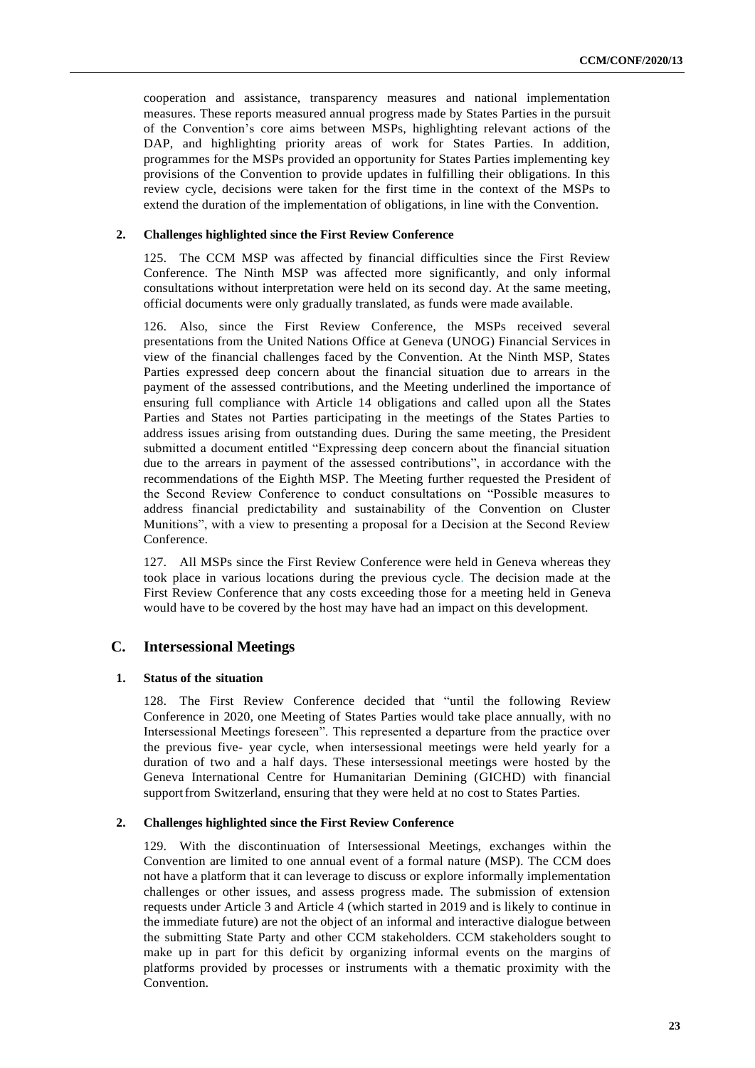cooperation and assistance, transparency measures and national implementation measures. These reports measured annual progress made by States Parties in the pursuit of the Convention's core aims between MSPs, highlighting relevant actions of the DAP, and highlighting priority areas of work for States Parties. In addition, programmes for the MSPs provided an opportunity for States Parties implementing key provisions of the Convention to provide updates in fulfilling their obligations. In this review cycle, decisions were taken for the first time in the context of the MSPs to extend the duration of the implementation of obligations, in line with the Convention.

#### 2. Challenges highlighted since the First Review Conference

125. The CCM MSP was affected by financial difficulties since the First Review Conference. The Ninth MSP was affected more significantly, and only informal consultations without interpretation were held on its second day. At the same meeting, official documents were only gradually translated, as funds were made available.

126. Also, since the First Review Conference, the MSPs received several presentations from the United Nations Office at Geneva (UNOG) Financial Services in view of the financial challenges faced by the Convention. At the Ninth MSP, States Parties expressed deep concern about the financial situation due to arrears in the payment of the assessed contributions, and the Meeting underlined the importance of ensuring full compliance with Article 14 obligations and called upon all the States Parties and States not Parties participating in the meetings of the States Parties to address issues arising from outstanding dues. During the same meeting, the President submitted a document entitled "Expressing deep concern about the financial situation due to the arrears in payment of the assessed contributions", in accordance with the recommendations of the Eighth MSP. The Meeting further requested the President of the Second Review Conference to conduct consultations on "Possible measures to address financial predictability and sustainability of the Convention on Cluster Munitions", with a view to presenting a proposal for a Decision at the Second Review Conference.

127. All MSPs since the First Review Conference were held in Geneva whereas they took place in various locations during the previous cycle. The decision made at the First Review Conference that any costs exceeding those for a meeting held in Geneva would have to be covered by the host may have had an impact on this development.

### C. Intersessional Meetings

#### 1. Status of the situation

128. The First Review Conference decided that "until the following Review Conference in 2020, one Meeting of States Parties would take place annually, with no Intersessional Meetings foreseen". This represented a departure from the practice over the previous five- year cycle, when intersessional meetings were held yearly for a duration of two and a half days. These intersessional meetings were hosted by the Geneva International Centre for Humanitarian Demining (GICHD) with financial support from Switzerland, ensuring that they were held at no cost to States Parties.

#### 2. Challenges highlighted since the First Review Conference

129. With the discontinuation of Intersessional Meetings, exchanges within the Convention are limited to one annual event of a formal nature (MSP). The CCM does not have a platform that it can leverage to discuss or explore informally implementation challenges or other issues, and assess progress made. The submission of extension requests under Article 3 and Article 4 (which started in 2019 and is likely to continue in the immediate future) are not the object of an informal and interactive dialogue between the submitting State Party and other CCM stakeholders. CCM stakeholders sought to make up in part for this deficit by organizing informal events on the margins of platforms provided by processes or instruments with a thematic proximity with the Convention.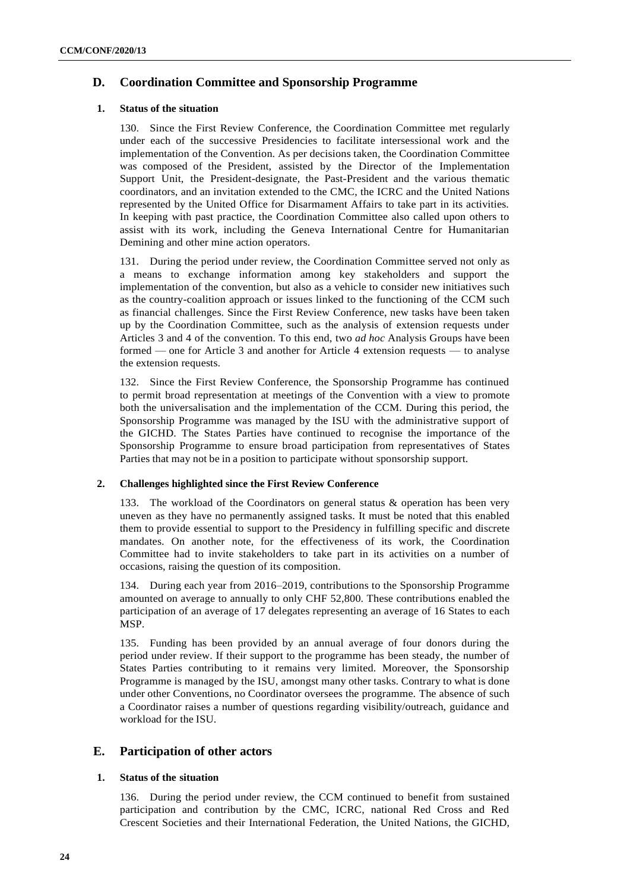## D. Coordination Committee and Sponsorship Programme

### 1. Status of the situation

130. Since the First Review Conference, the Coordination Committee met regularly under each of the successive Presidencies to facilitate intersessional work and the implementation of the Convention. As per decisions taken, the Coordination Committee was composed of the President, assisted by the Director of the Implementation Support Unit, the President-designate, the Past-President and the various thematic coordinators, and an invitation extended to the CMC, the ICRC and the United Nations represented by the United Office for Disarmament Affairs to take part in its activities. In keeping with past practice, the Coordination Committee also called upon others to assist with its work, including the Geneva International Centre for Humanitarian Demining and other mine action operators.

131. During the period under review, the Coordination Committee served not only as a means to exchange information among key stakeholders and support the implementation of the convention, but also as a vehicle to consider new initiatives such as the country-coalition approach or issues linked to the functioning of the CCM such as financial challenges. Since the First Review Conference, new tasks have been taken up by the Coordination Committee, such as the analysis of extension requests under Articles 3 and 4 of the convention. To this end, two *ad hoc* Analysis Groups have been formed — one for Article 3 and another for Article 4 extension requests — to analyse the extension requests.

132. Since the First Review Conference, the Sponsorship Programme has continued to permit broad representation at meetings of the Convention with a view to promote both the universalisation and the implementation of the CCM. During this period, the Sponsorship Programme was managed by the ISU with the administrative support of the GICHD. The States Parties have continued to recognise the importance of the Sponsorship Programme to ensure broad participation from representatives of States Parties that may not be in a position to participate without sponsorship support.

### 2. Challenges highlighted since the First Review Conference

133. The workload of the Coordinators on general status & operation has been very uneven as they have no permanently assigned tasks. It must be noted that this enabled them to provide essential to support to the Presidency in fulfilling specific and discrete mandates. On another note, for the effectiveness of its work, the Coordination Committee had to invite stakeholders to take part in its activities on a number of occasions, raising the question of its composition.

134. During each year from 2016–2019, contributions to the Sponsorship Programme amounted on average to annually to only CHF 52,800. These contributions enabled the participation of an average of 17 delegates representing an average of 16 States to each MSP.

135. Funding has been provided by an annual average of four donors during the period under review. If their support to the programme has been steady, the number of States Parties contributing to it remains very limited. Moreover, the Sponsorship Programme is managed by the ISU, amongst many other tasks. Contrary to what is done under other Conventions, no Coordinator oversees the programme. The absence of such a Coordinator raises a number of questions regarding visibility/outreach, guidance and workload for the ISU.

## E. Participation of other actors

### 1. Status of the situation

136. During the period under review, the CCM continued to benefit from sustained participation and contribution by the CMC, ICRC, national Red Cross and Red Crescent Societies and their International Federation, the United Nations, the GICHD,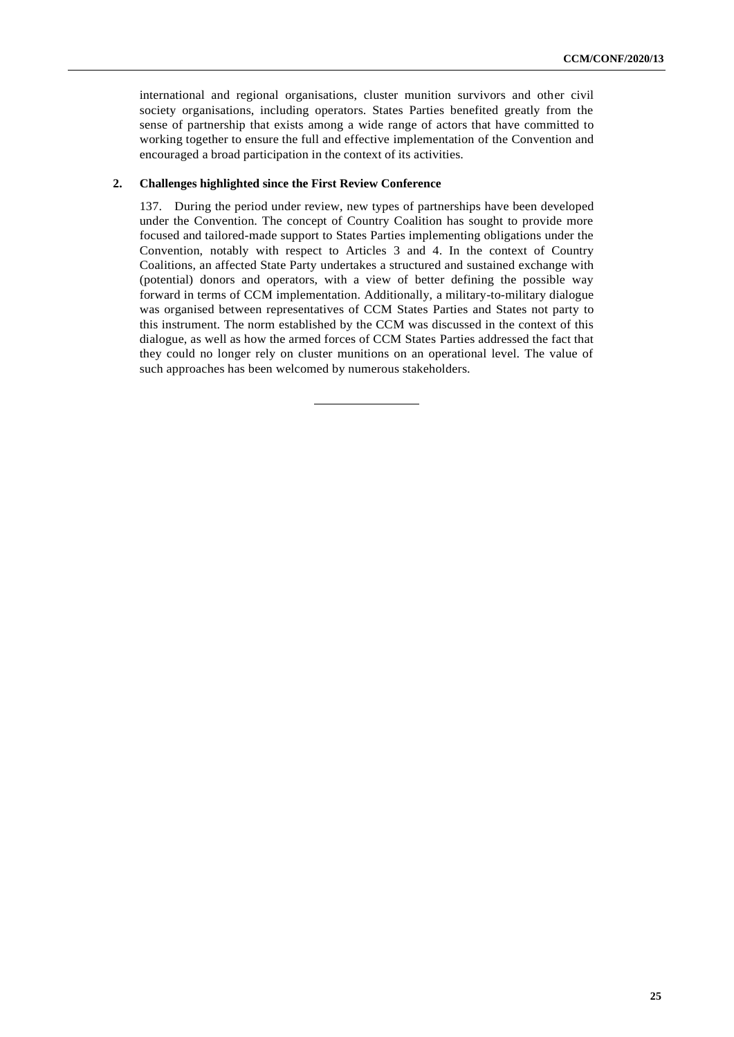international and regional organisations, cluster munition survivors and other civil society organisations, including operators. States Parties benefited greatly from the sense of partnership that exists among a wide range of actors that have committed to working together to ensure the full and effective implementation of the Convention and encouraged a broad participation in the context of its activities.

## 2. Challenges highlighted since the First Review Conference

137. During the period under review, new types of partnerships have been developed under the Convention. The concept of Country Coalition has sought to provide more focused and tailored-made support to States Parties implementing obligations under the Convention, notably with respect to Articles 3 and 4. In the context of Country Coalitions, an affected State Party undertakes a structured and sustained exchange with (potential) donors and operators, with a view of better defining the possible way forward in terms of CCM implementation. Additionally, a military-to-military dialogue was organised between representatives of CCM States Parties and States not party to this instrument. The norm established by the CCM was discussed in the context of this dialogue, as well as how the armed forces of CCM States Parties addressed the fact that they could no longer rely on cluster munitions on an operational level. The value of such approaches has been welcomed by numerous stakeholders.